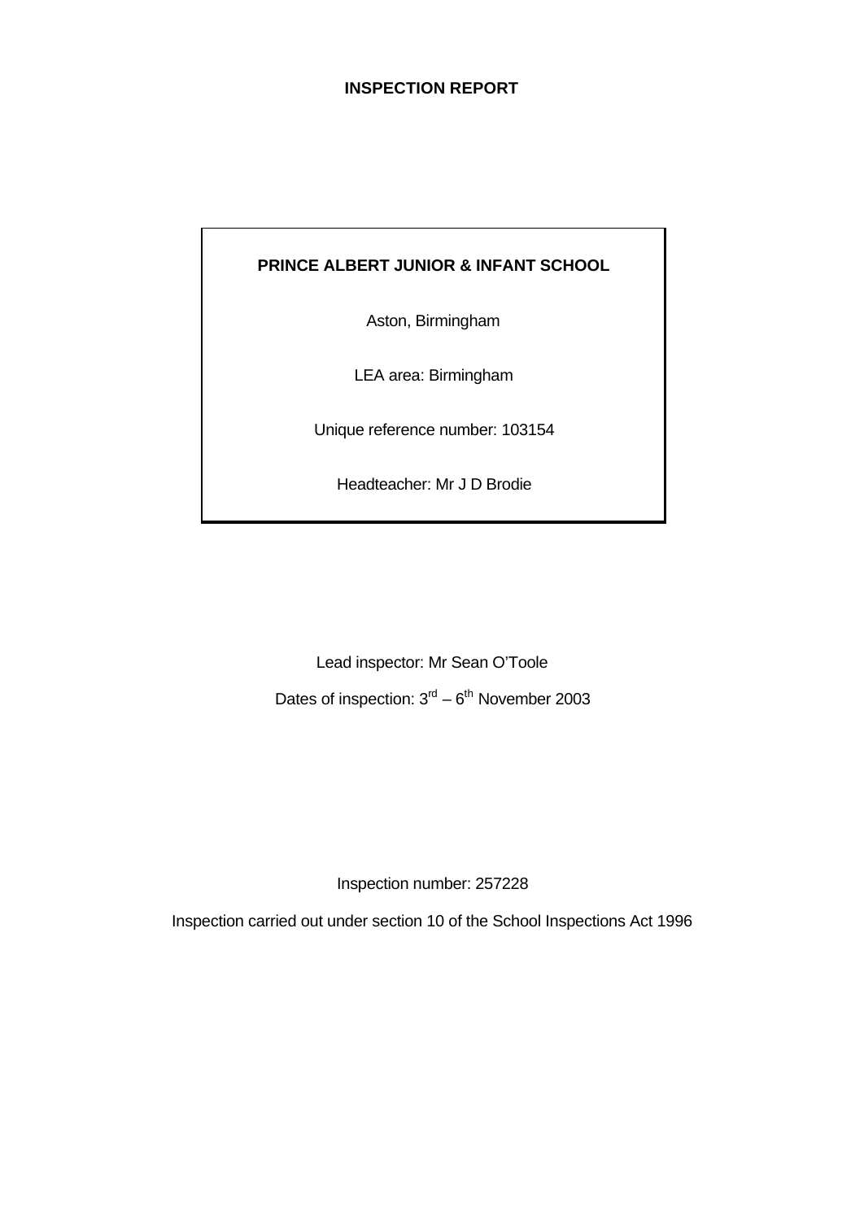# INSPECTION REPORT

**PRINCE ALBERT JUNIOR & INFANT SCHOOL**

Aston, Birmingham

LEA area: Birmingham

Unique reference number: 103154

Headteacher: Mr J D Brodie

Lead inspector: Mr Sean O'Toole

Dates of inspection: 3rd – 6th November 2003

Inspection number: 257228

Inspection carried out under section 10 of the School Inspections Act 1996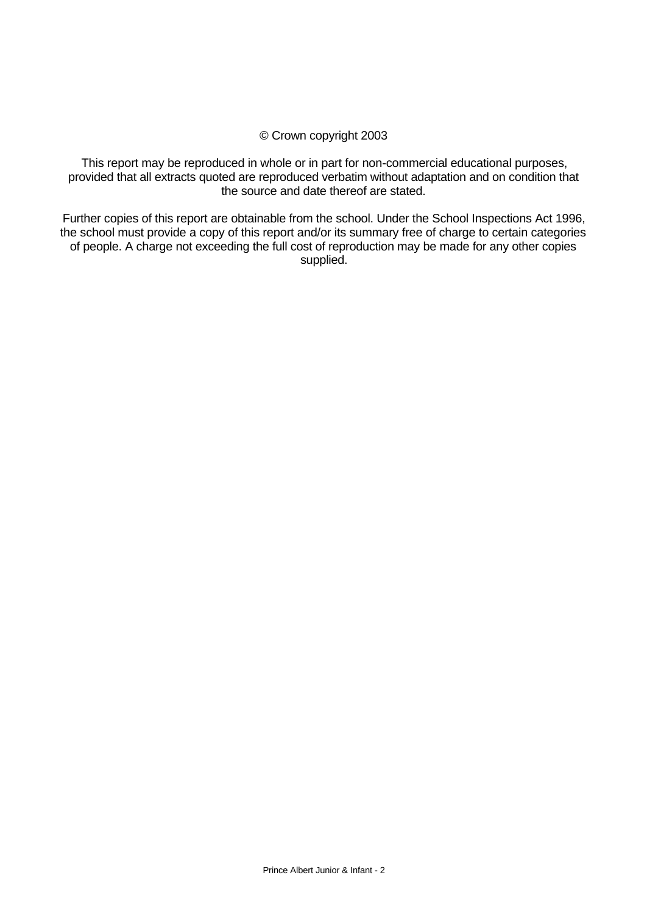© Crown copyright 2003

This report may be reproduced in whole or in part for non-commercial educational purposes, provided that all extracts quoted are reproduced verbatim without adaptation and on condition that the source and date thereof are stated.

Further copies of this report are obtainable from the school. Under the School Inspections Act 1996, the school must provide a copy of this report and/or its summary free of charge to certain categories of people. A charge not exceeding the full cost of reproduction may be made for any other copies supplied.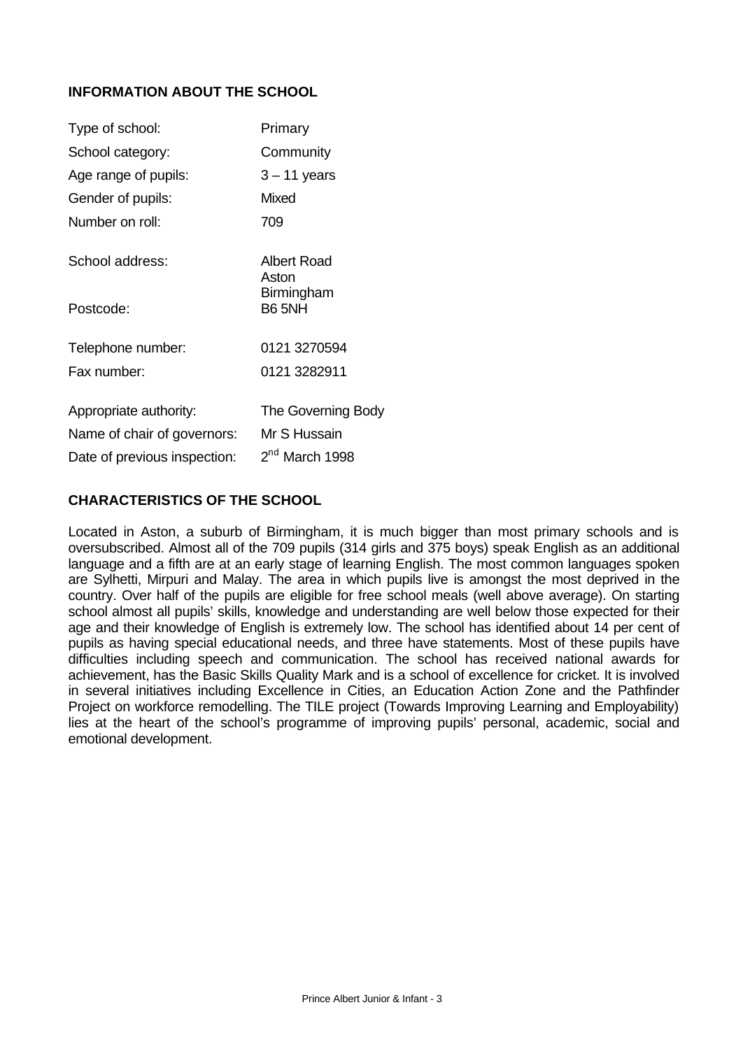## INFORMATION ABOUT THE SCHOOL

| | |
|---|---|
| Type of school: | Primary |
| School category: | Community |
| Age range of pupils: | 3 – 11 years |
| Gender of pupils: | Mixed |
| Number on roll: | 709 |
| School address: | Albert Road<br>Aston<br>Birmingham |
| Postcode: | B6 5NH |
| Telephone number: | 0121 3270594 |
| Fax number: | 0121 3282911 |
| Appropriate authority: | The Governing Body |
| Name of chair of governors: | Mr S Hussain |
| Date of previous inspection: | 2nd March 1998 |

## CHARACTERISTICS OF THE SCHOOL

Located in Aston, a suburb of Birmingham, it is much bigger than most primary schools and is oversubscribed. Almost all of the 709 pupils (314 girls and 375 boys) speak English as an additional language and a fifth are at an early stage of learning English. The most common languages spoken are Sylhetti, Mirpuri and Malay. The area in which pupils live is amongst the most deprived in the country. Over half of the pupils are eligible for free school meals (well above average). On starting school almost all pupils' skills, knowledge and understanding are well below those expected for their age and their knowledge of English is extremely low. The school has identified about 14 per cent of pupils as having special educational needs, and three have statements. Most of these pupils have difficulties including speech and communication. The school has received national awards for achievement, has the Basic Skills Quality Mark and is a school of excellence for cricket. It is involved in several initiatives including Excellence in Cities, an Education Action Zone and the Pathfinder Project on workforce remodelling. The TILE project (Towards Improving Learning and Employability) lies at the heart of the school's programme of improving pupils' personal, academic, social and emotional development.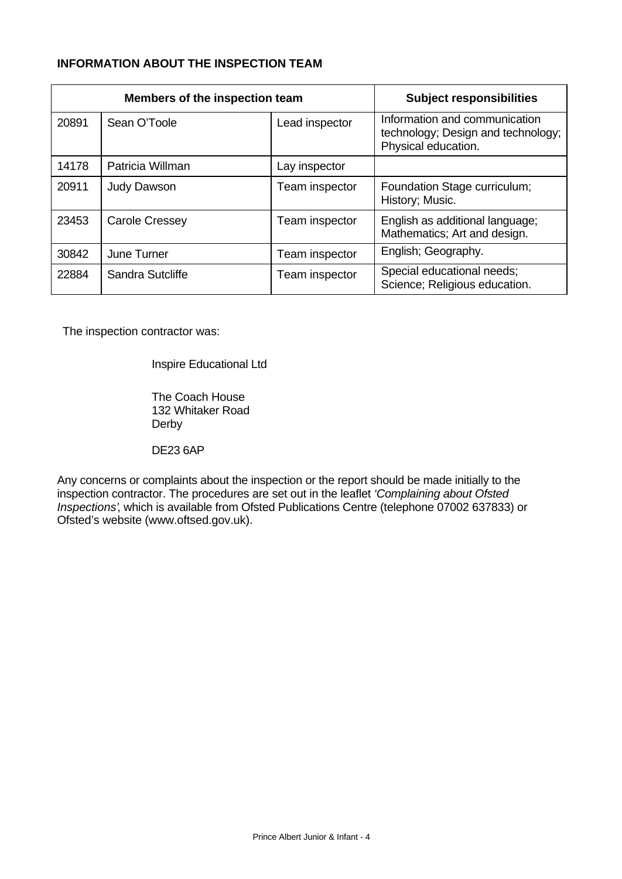**INFORMATION ABOUT THE INSPECTION TEAM**

| Members of the inspection team | | | Subject responsibilities |
|---|---|---|---|
| 20891 | Sean O'Toole | Lead inspector | Information and communication technology; Design and technology; Physical education. |
| 14178 | Patricia Willman | Lay inspector | |
| 20911 | Judy Dawson | Team inspector | Foundation Stage curriculum; History; Music. |
| 23453 | Carole Cressey | Team inspector | English as additional language; Mathematics; Art and design. |
| 30842 | June Turner | Team inspector | English; Geography. |
| 22884 | Sandra Sutcliffe | Team inspector | Special educational needs; Science; Religious education. |

The inspection contractor was:

Inspire Educational Ltd

The Coach House
132 Whitaker Road
Derby

DE23 6AP

Any concerns or complaints about the inspection or the report should be made initially to the inspection contractor. The procedures are set out in the leaflet *'Complaining about Ofsted Inspections'*, which is available from Ofsted Publications Centre (telephone 07002 637833) or Ofsted's website (www.oftsed.gov.uk).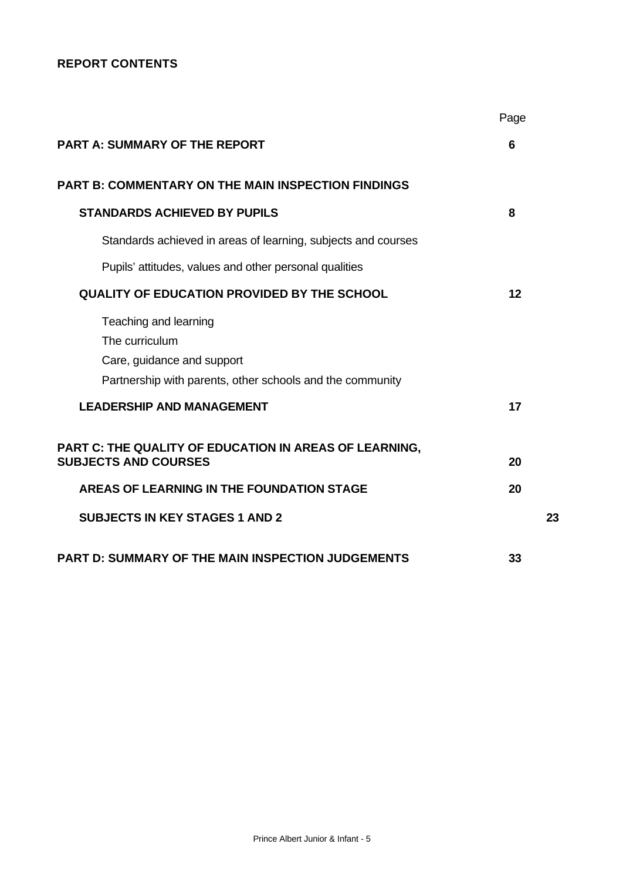## REPORT CONTENTS

| | Page |
|---|---|
| **PART A: SUMMARY OF THE REPORT** | **6** |
| **PART B: COMMENTARY ON THE MAIN INSPECTION FINDINGS** | |
| **STANDARDS ACHIEVED BY PUPILS** | **8** |
| Standards achieved in areas of learning, subjects and courses | |
| Pupils' attitudes, values and other personal qualities | |
| **QUALITY OF EDUCATION PROVIDED BY THE SCHOOL** | **12** |
| Teaching and learning<br>The curriculum<br>Care, guidance and support<br>Partnership with parents, other schools and the community | |
| **LEADERSHIP AND MANAGEMENT** | **17** |
| **PART C: THE QUALITY OF EDUCATION IN AREAS OF LEARNING, SUBJECTS AND COURSES** | **20** |
| **AREAS OF LEARNING IN THE FOUNDATION STAGE** | **20** |
| **SUBJECTS IN KEY STAGES 1 AND 2** | **23** |
| **PART D: SUMMARY OF THE MAIN INSPECTION JUDGEMENTS** | **33** |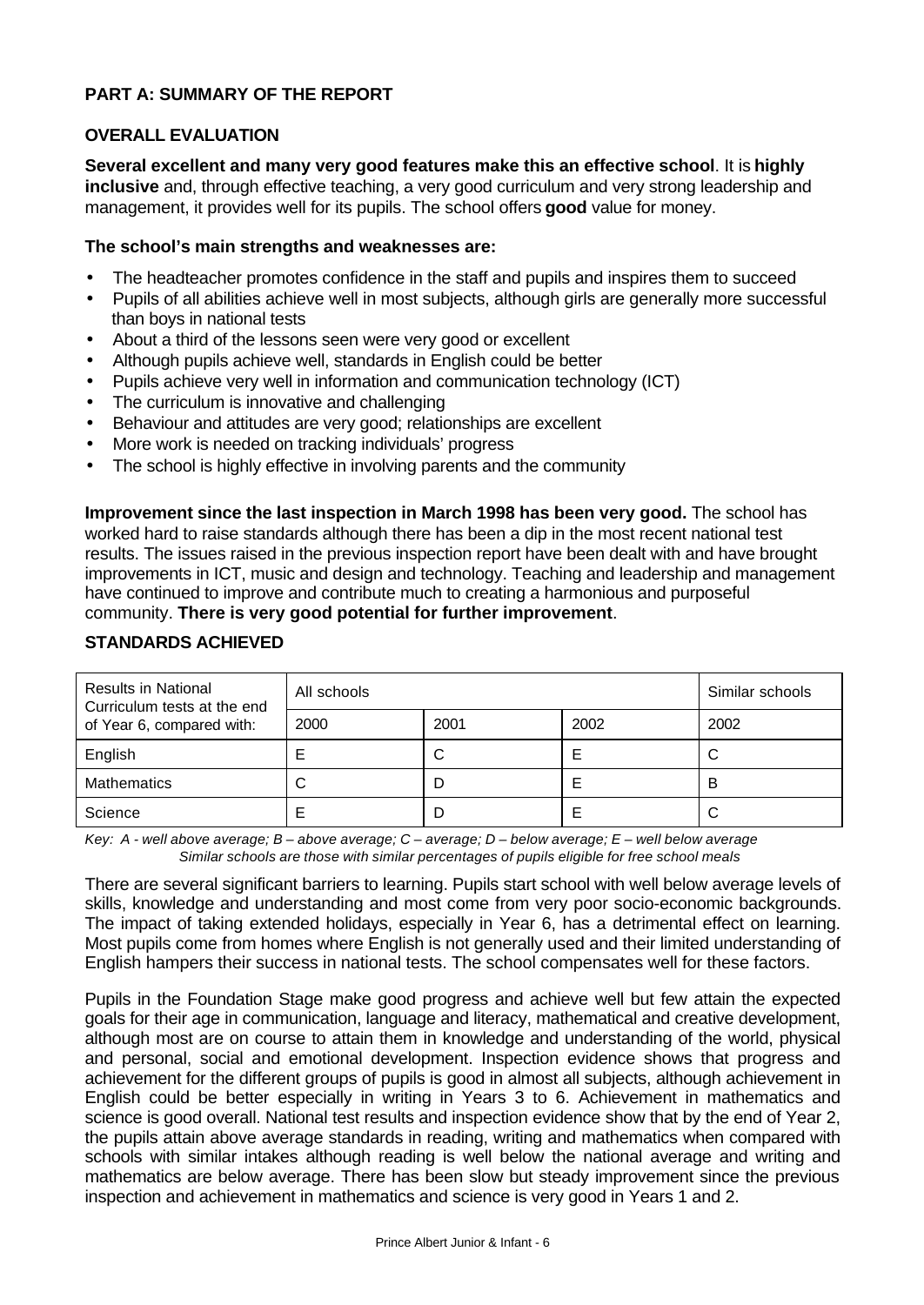## PART A: SUMMARY OF THE REPORT

### OVERALL EVALUATION

**Several excellent and many very good features make this an effective school**. It is **highly inclusive** and, through effective teaching, a very good curriculum and very strong leadership and management, it provides well for its pupils. The school offers **good** value for money.

**The school's main strengths and weaknesses are:**

- The headteacher promotes confidence in the staff and pupils and inspires them to succeed
- Pupils of all abilities achieve well in most subjects, although girls are generally more successful than boys in national tests
- About a third of the lessons seen were very good or excellent
- Although pupils achieve well, standards in English could be better
- Pupils achieve very well in information and communication technology (ICT)
- The curriculum is innovative and challenging
- Behaviour and attitudes are very good; relationships are excellent
- More work is needed on tracking individuals' progress
- The school is highly effective in involving parents and the community

**Improvement since the last inspection in March 1998 has been very good.** The school has worked hard to raise standards although there has been a dip in the most recent national test results. The issues raised in the previous inspection report have been dealt with and have brought improvements in ICT, music and design and technology. Teaching and leadership and management have continued to improve and contribute much to creating a harmonious and purposeful community. **There is very good potential for further improvement**.

### STANDARDS ACHIEVED

| Results in National Curriculum tests at the end of Year 6, compared with: | All schools | | | Similar schools |
|---|---|---|---|---|
| | 2000 | 2001 | 2002 | 2002 |
| English | E | C | E | C |
| Mathematics | C | D | E | B |
| Science | E | D | E | C |

*Key: A - well above average; B – above average; C – average; D – below average; E – well below average*
*Similar schools are those with similar percentages of pupils eligible for free school meals*

There are several significant barriers to learning. Pupils start school with well below average levels of skills, knowledge and understanding and most come from very poor socio-economic backgrounds. The impact of taking extended holidays, especially in Year 6, has a detrimental effect on learning. Most pupils come from homes where English is not generally used and their limited understanding of English hampers their success in national tests. The school compensates well for these factors.

Pupils in the Foundation Stage make good progress and achieve well but few attain the expected goals for their age in communication, language and literacy, mathematical and creative development, although most are on course to attain them in knowledge and understanding of the world, physical and personal, social and emotional development. Inspection evidence shows that progress and achievement for the different groups of pupils is good in almost all subjects, although achievement in English could be better especially in writing in Years 3 to 6. Achievement in mathematics and science is good overall. National test results and inspection evidence show that by the end of Year 2, the pupils attain above average standards in reading, writing and mathematics when compared with schools with similar intakes although reading is well below the national average and writing and mathematics are below average. There has been slow but steady improvement since the previous inspection and achievement in mathematics and science is very good in Years 1 and 2.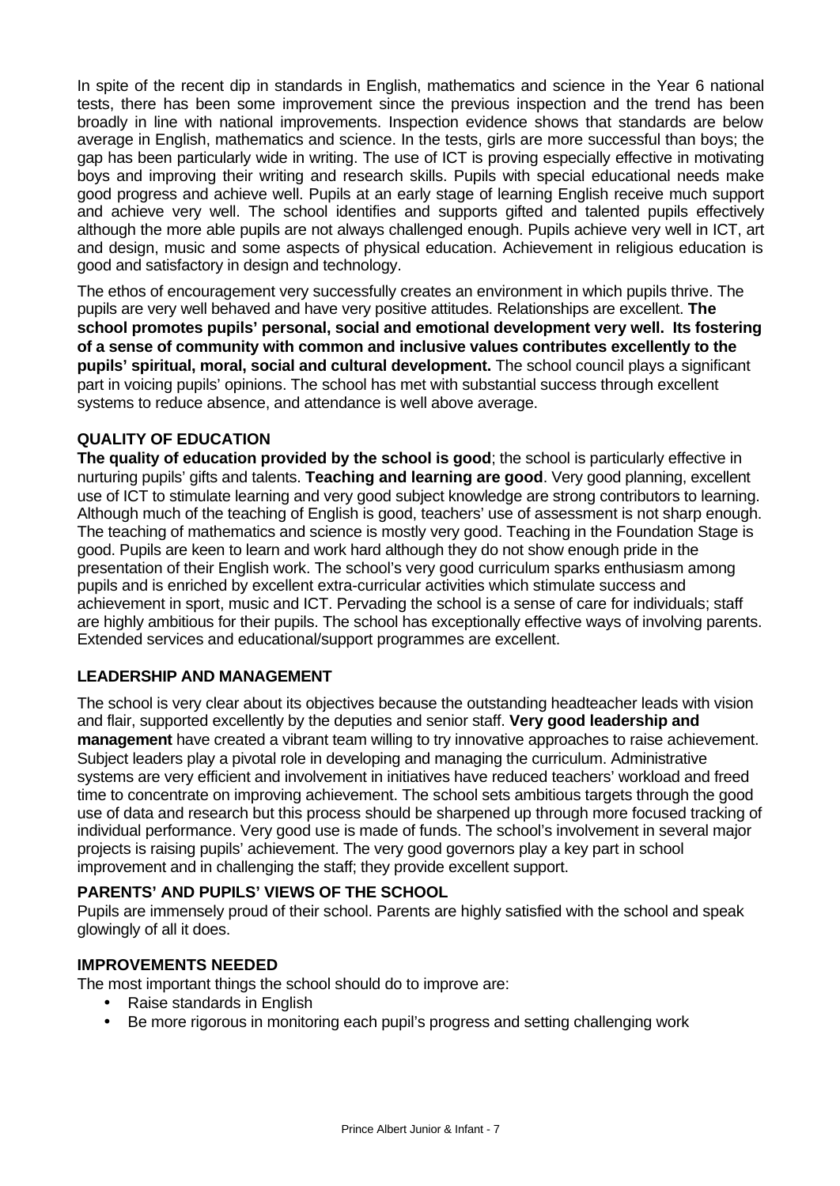In spite of the recent dip in standards in English, mathematics and science in the Year 6 national tests, there has been some improvement since the previous inspection and the trend has been broadly in line with national improvements. Inspection evidence shows that standards are below average in English, mathematics and science. In the tests, girls are more successful than boys; the gap has been particularly wide in writing. The use of ICT is proving especially effective in motivating boys and improving their writing and research skills. Pupils with special educational needs make good progress and achieve well. Pupils at an early stage of learning English receive much support and achieve very well. The school identifies and supports gifted and talented pupils effectively although the more able pupils are not always challenged enough. Pupils achieve very well in ICT, art and design, music and some aspects of physical education. Achievement in religious education is good and satisfactory in design and technology.

The ethos of encouragement very successfully creates an environment in which pupils thrive. The pupils are very well behaved and have very positive attitudes. Relationships are excellent. **The school promotes pupils' personal, social and emotional development very well. Its fostering of a sense of community with common and inclusive values contributes excellently to the pupils' spiritual, moral, social and cultural development.** The school council plays a significant part in voicing pupils' opinions. The school has met with substantial success through excellent systems to reduce absence, and attendance is well above average.

## QUALITY OF EDUCATION

**The quality of education provided by the school is good**; the school is particularly effective in nurturing pupils' gifts and talents. **Teaching and learning are good**. Very good planning, excellent use of ICT to stimulate learning and very good subject knowledge are strong contributors to learning. Although much of the teaching of English is good, teachers' use of assessment is not sharp enough. The teaching of mathematics and science is mostly very good. Teaching in the Foundation Stage is good. Pupils are keen to learn and work hard although they do not show enough pride in the presentation of their English work. The school's very good curriculum sparks enthusiasm among pupils and is enriched by excellent extra-curricular activities which stimulate success and achievement in sport, music and ICT. Pervading the school is a sense of care for individuals; staff are highly ambitious for their pupils. The school has exceptionally effective ways of involving parents. Extended services and educational/support programmes are excellent.

## LEADERSHIP AND MANAGEMENT

The school is very clear about its objectives because the outstanding headteacher leads with vision and flair, supported excellently by the deputies and senior staff. **Very good leadership and management** have created a vibrant team willing to try innovative approaches to raise achievement. Subject leaders play a pivotal role in developing and managing the curriculum. Administrative systems are very efficient and involvement in initiatives have reduced teachers' workload and freed time to concentrate on improving achievement. The school sets ambitious targets through the good use of data and research but this process should be sharpened up through more focused tracking of individual performance. Very good use is made of funds. The school's involvement in several major projects is raising pupils' achievement. The very good governors play a key part in school improvement and in challenging the staff; they provide excellent support.

## PARENTS' AND PUPILS' VIEWS OF THE SCHOOL

Pupils are immensely proud of their school. Parents are highly satisfied with the school and speak glowingly of all it does.

## IMPROVEMENTS NEEDED

The most important things the school should do to improve are:

- Raise standards in English
- Be more rigorous in monitoring each pupil's progress and setting challenging work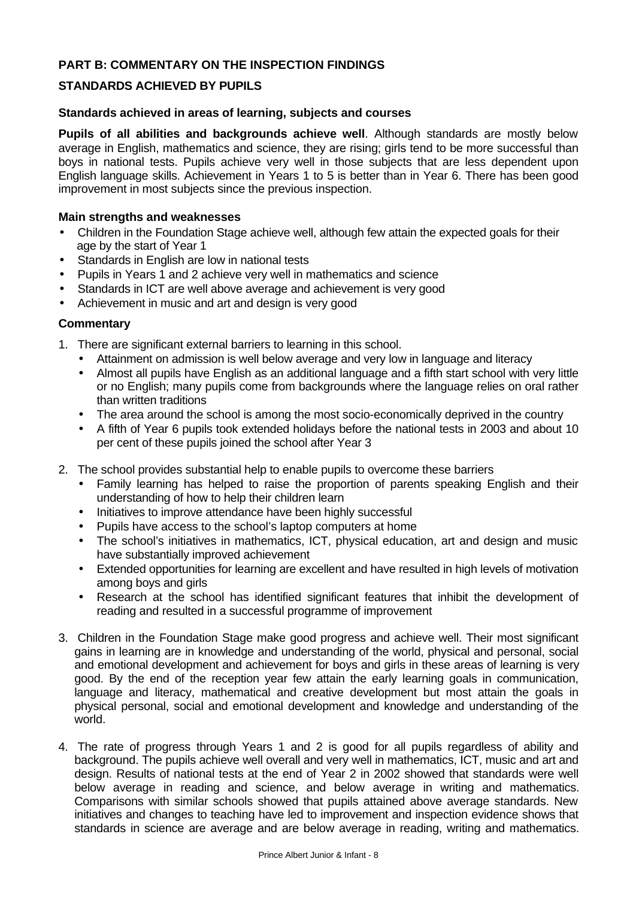## PART B: COMMENTARY ON THE INSPECTION FINDINGS

### STANDARDS ACHIEVED BY PUPILS

#### Standards achieved in areas of learning, subjects and courses

**Pupils of all abilities and backgrounds achieve well**. Although standards are mostly below average in English, mathematics and science, they are rising; girls tend to be more successful than boys in national tests. Pupils achieve very well in those subjects that are less dependent upon English language skills. Achievement in Years 1 to 5 is better than in Year 6. There has been good improvement in most subjects since the previous inspection.

#### Main strengths and weaknesses

- Children in the Foundation Stage achieve well, although few attain the expected goals for their age by the start of Year 1
- Standards in English are low in national tests
- Pupils in Years 1 and 2 achieve very well in mathematics and science
- Standards in ICT are well above average and achievement is very good
- Achievement in music and art and design is very good

#### Commentary

1. There are significant external barriers to learning in this school.
   - Attainment on admission is well below average and very low in language and literacy
   - Almost all pupils have English as an additional language and a fifth start school with very little or no English; many pupils come from backgrounds where the language relies on oral rather than written traditions
   - The area around the school is among the most socio-economically deprived in the country
   - A fifth of Year 6 pupils took extended holidays before the national tests in 2003 and about 10 per cent of these pupils joined the school after Year 3

2. The school provides substantial help to enable pupils to overcome these barriers
   - Family learning has helped to raise the proportion of parents speaking English and their understanding of how to help their children learn
   - Initiatives to improve attendance have been highly successful
   - Pupils have access to the school's laptop computers at home
   - The school's initiatives in mathematics, ICT, physical education, art and design and music have substantially improved achievement
   - Extended opportunities for learning are excellent and have resulted in high levels of motivation among boys and girls
   - Research at the school has identified significant features that inhibit the development of reading and resulted in a successful programme of improvement

3. Children in the Foundation Stage make good progress and achieve well. Their most significant gains in learning are in knowledge and understanding of the world, physical and personal, social and emotional development and achievement for boys and girls in these areas of learning is very good. By the end of the reception year few attain the early learning goals in communication, language and literacy, mathematical and creative development but most attain the goals in physical personal, social and emotional development and knowledge and understanding of the world.

4. The rate of progress through Years 1 and 2 is good for all pupils regardless of ability and background. The pupils achieve well overall and very well in mathematics, ICT, music and art and design. Results of national tests at the end of Year 2 in 2002 showed that standards were well below average in reading and science, and below average in writing and mathematics. Comparisons with similar schools showed that pupils attained above average standards. New initiatives and changes to teaching have led to improvement and inspection evidence shows that standards in science are average and are below average in reading, writing and mathematics.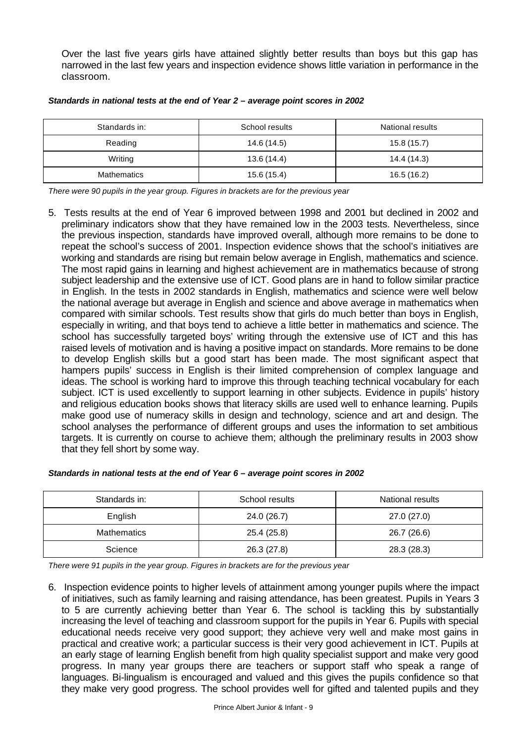Over the last five years girls have attained slightly better results than boys but this gap has narrowed in the last few years and inspection evidence shows little variation in performance in the classroom.

***Standards in national tests at the end of Year 2 – average point scores in 2002***

| Standards in: | School results | National results |
|---|---|---|
| Reading | 14.6 (14.5) | 15.8 (15.7) |
| Writing | 13.6 (14.4) | 14.4 (14.3) |
| Mathematics | 15.6 (15.4) | 16.5 (16.2) |

*There were 90 pupils in the year group. Figures in brackets are for the previous year*

5. Tests results at the end of Year 6 improved between 1998 and 2001 but declined in 2002 and preliminary indicators show that they have remained low in the 2003 tests. Nevertheless, since the previous inspection, standards have improved overall, although more remains to be done to repeat the school's success of 2001. Inspection evidence shows that the school's initiatives are working and standards are rising but remain below average in English, mathematics and science. The most rapid gains in learning and highest achievement are in mathematics because of strong subject leadership and the extensive use of ICT. Good plans are in hand to follow similar practice in English. In the tests in 2002 standards in English, mathematics and science were well below the national average but average in English and science and above average in mathematics when compared with similar schools. Test results show that girls do much better than boys in English, especially in writing, and that boys tend to achieve a little better in mathematics and science. The school has successfully targeted boys' writing through the extensive use of ICT and this has raised levels of motivation and is having a positive impact on standards. More remains to be done to develop English skills but a good start has been made. The most significant aspect that hampers pupils' success in English is their limited comprehension of complex language and ideas. The school is working hard to improve this through teaching technical vocabulary for each subject. ICT is used excellently to support learning in other subjects. Evidence in pupils' history and religious education books shows that literacy skills are used well to enhance learning. Pupils make good use of numeracy skills in design and technology, science and art and design. The school analyses the performance of different groups and uses the information to set ambitious targets. It is currently on course to achieve them; although the preliminary results in 2003 show that they fell short by some way.

***Standards in national tests at the end of Year 6 – average point scores in 2002***

| Standards in: | School results | National results |
|---|---|---|
| English | 24.0 (26.7) | 27.0 (27.0) |
| Mathematics | 25.4 (25.8) | 26.7 (26.6) |
| Science | 26.3 (27.8) | 28.3 (28.3) |

*There were 91 pupils in the year group. Figures in brackets are for the previous year*

6. Inspection evidence points to higher levels of attainment among younger pupils where the impact of initiatives, such as family learning and raising attendance, has been greatest. Pupils in Years 3 to 5 are currently achieving better than Year 6. The school is tackling this by substantially increasing the level of teaching and classroom support for the pupils in Year 6. Pupils with special educational needs receive very good support; they achieve very well and make most gains in practical and creative work; a particular success is their very good achievement in ICT. Pupils at an early stage of learning English benefit from high quality specialist support and make very good progress. In many year groups there are teachers or support staff who speak a range of languages. Bi-lingualism is encouraged and valued and this gives the pupils confidence so that they make very good progress. The school provides well for gifted and talented pupils and they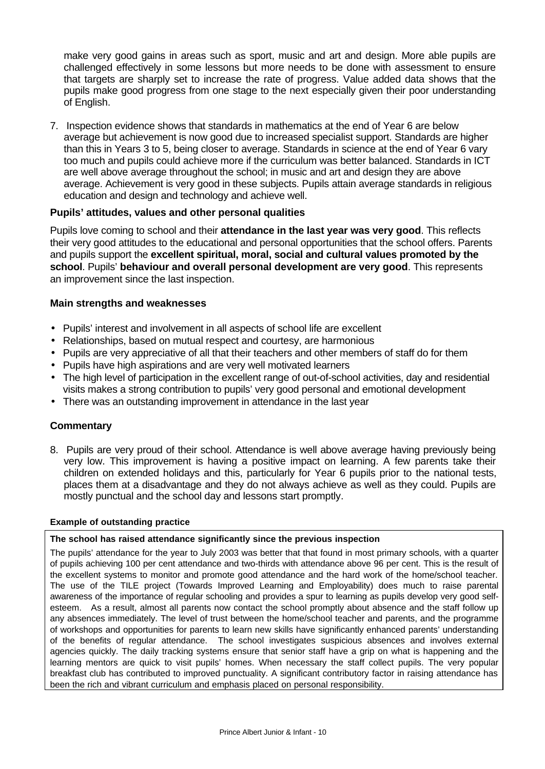make very good gains in areas such as sport, music and art and design. More able pupils are challenged effectively in some lessons but more needs to be done with assessment to ensure that targets are sharply set to increase the rate of progress. Value added data shows that the pupils make good progress from one stage to the next especially given their poor understanding of English.

7. Inspection evidence shows that standards in mathematics at the end of Year 6 are below average but achievement is now good due to increased specialist support. Standards are higher than this in Years 3 to 5, being closer to average. Standards in science at the end of Year 6 vary too much and pupils could achieve more if the curriculum was better balanced. Standards in ICT are well above average throughout the school; in music and art and design they are above average. Achievement is very good in these subjects. Pupils attain average standards in religious education and design and technology and achieve well.

### Pupils' attitudes, values and other personal qualities

Pupils love coming to school and their **attendance in the last year was very good**. This reflects their very good attitudes to the educational and personal opportunities that the school offers. Parents and pupils support the **excellent spiritual, moral, social and cultural values promoted by the school**. Pupils' **behaviour and overall personal development are very good**. This represents an improvement since the last inspection.

### Main strengths and weaknesses

- Pupils' interest and involvement in all aspects of school life are excellent
- Relationships, based on mutual respect and courtesy, are harmonious
- Pupils are very appreciative of all that their teachers and other members of staff do for them
- Pupils have high aspirations and are very well motivated learners
- The high level of participation in the excellent range of out-of-school activities, day and residential visits makes a strong contribution to pupils' very good personal and emotional development
- There was an outstanding improvement in attendance in the last year

### Commentary

8. Pupils are very proud of their school. Attendance is well above average having previously being very low. This improvement is having a positive impact on learning. A few parents take their children on extended holidays and this, particularly for Year 6 pupils prior to the national tests, places them at a disadvantage and they do not always achieve as well as they could. Pupils are mostly punctual and the school day and lessons start promptly.

**Example of outstanding practice**

**The school has raised attendance significantly since the previous inspection**

The pupils' attendance for the year to July 2003 was better that that found in most primary schools, with a quarter of pupils achieving 100 per cent attendance and two-thirds with attendance above 96 per cent. This is the result of the excellent systems to monitor and promote good attendance and the hard work of the home/school teacher. The use of the TILE project (Towards Improved Learning and Employability) does much to raise parental awareness of the importance of regular schooling and provides a spur to learning as pupils develop very good self-esteem. As a result, almost all parents now contact the school promptly about absence and the staff follow up any absences immediately. The level of trust between the home/school teacher and parents, and the programme of workshops and opportunities for parents to learn new skills have significantly enhanced parents' understanding of the benefits of regular attendance. The school investigates suspicious absences and involves external agencies quickly. The daily tracking systems ensure that senior staff have a grip on what is happening and the learning mentors are quick to visit pupils' homes. When necessary the staff collect pupils. The very popular breakfast club has contributed to improved punctuality. A significant contributory factor in raising attendance has been the rich and vibrant curriculum and emphasis placed on personal responsibility.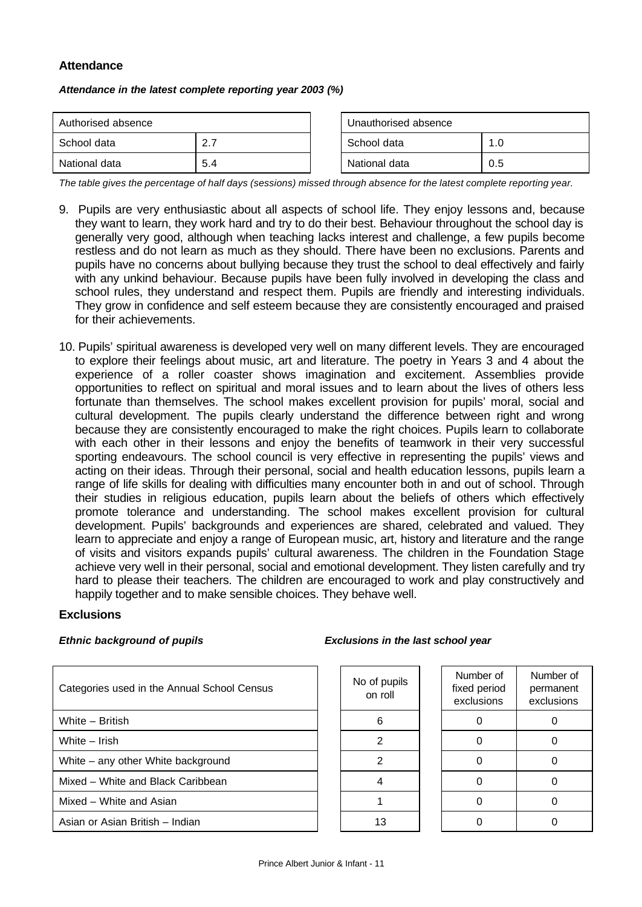### Attendance

***Attendance in the latest complete reporting year 2003 (%)***

| Authorised absence | |
|---|---|
| School data | 2.7 |
| National data | 5.4 |

| Unauthorised absence | |
|---|---|
| School data | 1.0 |
| National data | 0.5 |

*The table gives the percentage of half days (sessions) missed through absence for the latest complete reporting year.*

9. Pupils are very enthusiastic about all aspects of school life. They enjoy lessons and, because they want to learn, they work hard and try to do their best. Behaviour throughout the school day is generally very good, although when teaching lacks interest and challenge, a few pupils become restless and do not learn as much as they should. There have been no exclusions. Parents and pupils have no concerns about bullying because they trust the school to deal effectively and fairly with any unkind behaviour. Because pupils have been fully involved in developing the class and school rules, they understand and respect them. Pupils are friendly and interesting individuals. They grow in confidence and self esteem because they are consistently encouraged and praised for their achievements.

10. Pupils' spiritual awareness is developed very well on many different levels. They are encouraged to explore their feelings about music, art and literature. The poetry in Years 3 and 4 about the experience of a roller coaster shows imagination and excitement. Assemblies provide opportunities to reflect on spiritual and moral issues and to learn about the lives of others less fortunate than themselves. The school makes excellent provision for pupils' moral, social and cultural development. The pupils clearly understand the difference between right and wrong because they are consistently encouraged to make the right choices. Pupils learn to collaborate with each other in their lessons and enjoy the benefits of teamwork in their very successful sporting endeavours. The school council is very effective in representing the pupils' views and acting on their ideas. Through their personal, social and health education lessons, pupils learn a range of life skills for dealing with difficulties many encounter both in and out of school. Through their studies in religious education, pupils learn about the beliefs of others which effectively promote tolerance and understanding. The school makes excellent provision for cultural development. Pupils' backgrounds and experiences are shared, celebrated and valued. They learn to appreciate and enjoy a range of European music, art, history and literature and the range of visits and visitors expands pupils' cultural awareness. The children in the Foundation Stage achieve very well in their personal, social and emotional development. They listen carefully and try hard to please their teachers. The children are encouraged to work and play constructively and happily together and to make sensible choices. They behave well.

### Exclusions

***Ethnic background of pupils*** ***Exclusions in the last school year***

| Categories used in the Annual School Census | No of pupils on roll | Number of fixed period exclusions | Number of permanent exclusions |
|---|---|---|---|
| White – British | 6 | 0 | 0 |
| White – Irish | 2 | 0 | 0 |
| White – any other White background | 2 | 0 | 0 |
| Mixed – White and Black Caribbean | 4 | 0 | 0 |
| Mixed – White and Asian | 1 | 0 | 0 |
| Asian or Asian British – Indian | 13 | 0 | 0 |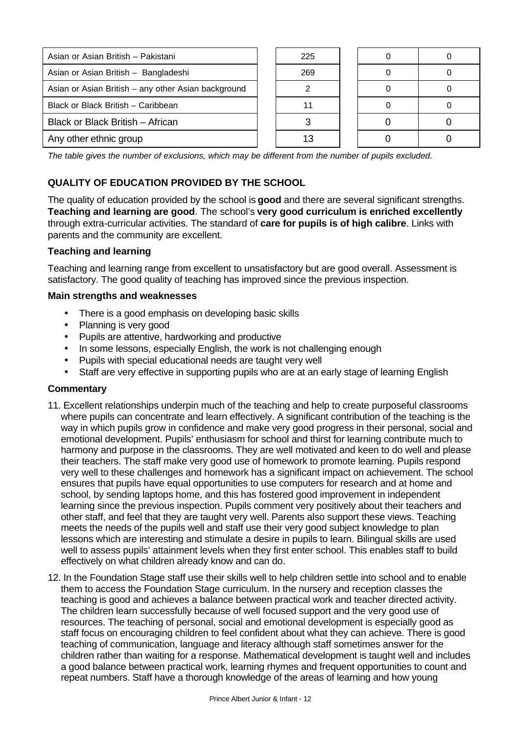| | | | |
|---|---|---|---|
| Asian or Asian British – Pakistani | 225 | 0 | 0 |
| Asian or Asian British – Bangladeshi | 269 | 0 | 0 |
| Asian or Asian British – any other Asian background | 2 | 0 | 0 |
| Black or Black British – Caribbean | 11 | 0 | 0 |
| Black or Black British – African | 3 | 0 | 0 |
| Any other ethnic group | 13 | 0 | 0 |

*The table gives the number of exclusions, which may be different from the number of pupils excluded.*

## QUALITY OF EDUCATION PROVIDED BY THE SCHOOL

The quality of education provided by the school is **good** and there are several significant strengths. **Teaching and learning are good**. The school's **very good curriculum is enriched excellently** through extra-curricular activities. The standard of **care for pupils is of high calibre**. Links with parents and the community are excellent.

### Teaching and learning

Teaching and learning range from excellent to unsatisfactory but are good overall. Assessment is satisfactory. The good quality of teaching has improved since the previous inspection.

#### Main strengths and weaknesses

- There is a good emphasis on developing basic skills
- Planning is very good
- Pupils are attentive, hardworking and productive
- In some lessons, especially English, the work is not challenging enough
- Pupils with special educational needs are taught very well
- Staff are very effective in supporting pupils who are at an early stage of learning English

#### Commentary

11. Excellent relationships underpin much of the teaching and help to create purposeful classrooms where pupils can concentrate and learn effectively. A significant contribution of the teaching is the way in which pupils grow in confidence and make very good progress in their personal, social and emotional development. Pupils' enthusiasm for school and thirst for learning contribute much to harmony and purpose in the classrooms. They are well motivated and keen to do well and please their teachers. The staff make very good use of homework to promote learning. Pupils respond very well to these challenges and homework has a significant impact on achievement. The school ensures that pupils have equal opportunities to use computers for research and at home and school, by sending laptops home, and this has fostered good improvement in independent learning since the previous inspection. Pupils comment very positively about their teachers and other staff, and feel that they are taught very well. Parents also support these views. Teaching meets the needs of the pupils well and staff use their very good subject knowledge to plan lessons which are interesting and stimulate a desire in pupils to learn. Bilingual skills are used well to assess pupils' attainment levels when they first enter school. This enables staff to build effectively on what children already know and can do.

12. In the Foundation Stage staff use their skills well to help children settle into school and to enable them to access the Foundation Stage curriculum. In the nursery and reception classes the teaching is good and achieves a balance between practical work and teacher directed activity. The children learn successfully because of well focused support and the very good use of resources. The teaching of personal, social and emotional development is especially good as staff focus on encouraging children to feel confident about what they can achieve. There is good teaching of communication, language and literacy although staff sometimes answer for the children rather than waiting for a response. Mathematical development is taught well and includes a good balance between practical work, learning rhymes and frequent opportunities to count and repeat numbers. Staff have a thorough knowledge of the areas of learning and how young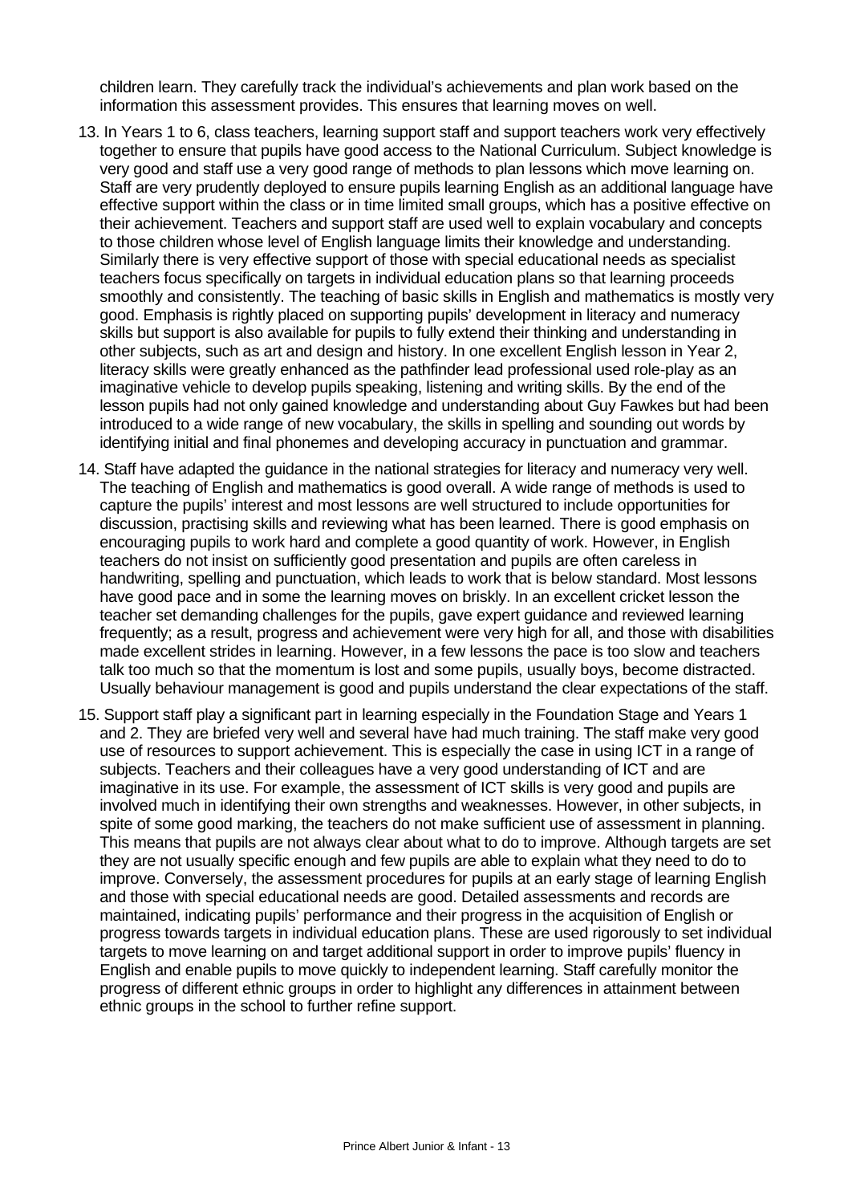children learn. They carefully track the individual's achievements and plan work based on the information this assessment provides. This ensures that learning moves on well.

13. In Years 1 to 6, class teachers, learning support staff and support teachers work very effectively together to ensure that pupils have good access to the National Curriculum. Subject knowledge is very good and staff use a very good range of methods to plan lessons which move learning on. Staff are very prudently deployed to ensure pupils learning English as an additional language have effective support within the class or in time limited small groups, which has a positive effective on their achievement. Teachers and support staff are used well to explain vocabulary and concepts to those children whose level of English language limits their knowledge and understanding. Similarly there is very effective support of those with special educational needs as specialist teachers focus specifically on targets in individual education plans so that learning proceeds smoothly and consistently. The teaching of basic skills in English and mathematics is mostly very good. Emphasis is rightly placed on supporting pupils' development in literacy and numeracy skills but support is also available for pupils to fully extend their thinking and understanding in other subjects, such as art and design and history. In one excellent English lesson in Year 2, literacy skills were greatly enhanced as the pathfinder lead professional used role-play as an imaginative vehicle to develop pupils speaking, listening and writing skills. By the end of the lesson pupils had not only gained knowledge and understanding about Guy Fawkes but had been introduced to a wide range of new vocabulary, the skills in spelling and sounding out words by identifying initial and final phonemes and developing accuracy in punctuation and grammar.

14. Staff have adapted the guidance in the national strategies for literacy and numeracy very well. The teaching of English and mathematics is good overall. A wide range of methods is used to capture the pupils' interest and most lessons are well structured to include opportunities for discussion, practising skills and reviewing what has been learned. There is good emphasis on encouraging pupils to work hard and complete a good quantity of work. However, in English teachers do not insist on sufficiently good presentation and pupils are often careless in handwriting, spelling and punctuation, which leads to work that is below standard. Most lessons have good pace and in some the learning moves on briskly. In an excellent cricket lesson the teacher set demanding challenges for the pupils, gave expert guidance and reviewed learning frequently; as a result, progress and achievement were very high for all, and those with disabilities made excellent strides in learning. However, in a few lessons the pace is too slow and teachers talk too much so that the momentum is lost and some pupils, usually boys, become distracted. Usually behaviour management is good and pupils understand the clear expectations of the staff.

15. Support staff play a significant part in learning especially in the Foundation Stage and Years 1 and 2. They are briefed very well and several have had much training. The staff make very good use of resources to support achievement. This is especially the case in using ICT in a range of subjects. Teachers and their colleagues have a very good understanding of ICT and are imaginative in its use. For example, the assessment of ICT skills is very good and pupils are involved much in identifying their own strengths and weaknesses. However, in other subjects, in spite of some good marking, the teachers do not make sufficient use of assessment in planning. This means that pupils are not always clear about what to do to improve. Although targets are set they are not usually specific enough and few pupils are able to explain what they need to do to improve. Conversely, the assessment procedures for pupils at an early stage of learning English and those with special educational needs are good. Detailed assessments and records are maintained, indicating pupils' performance and their progress in the acquisition of English or progress towards targets in individual education plans. These are used rigorously to set individual targets to move learning on and target additional support in order to improve pupils' fluency in English and enable pupils to move quickly to independent learning. Staff carefully monitor the progress of different ethnic groups in order to highlight any differences in attainment between ethnic groups in the school to further refine support.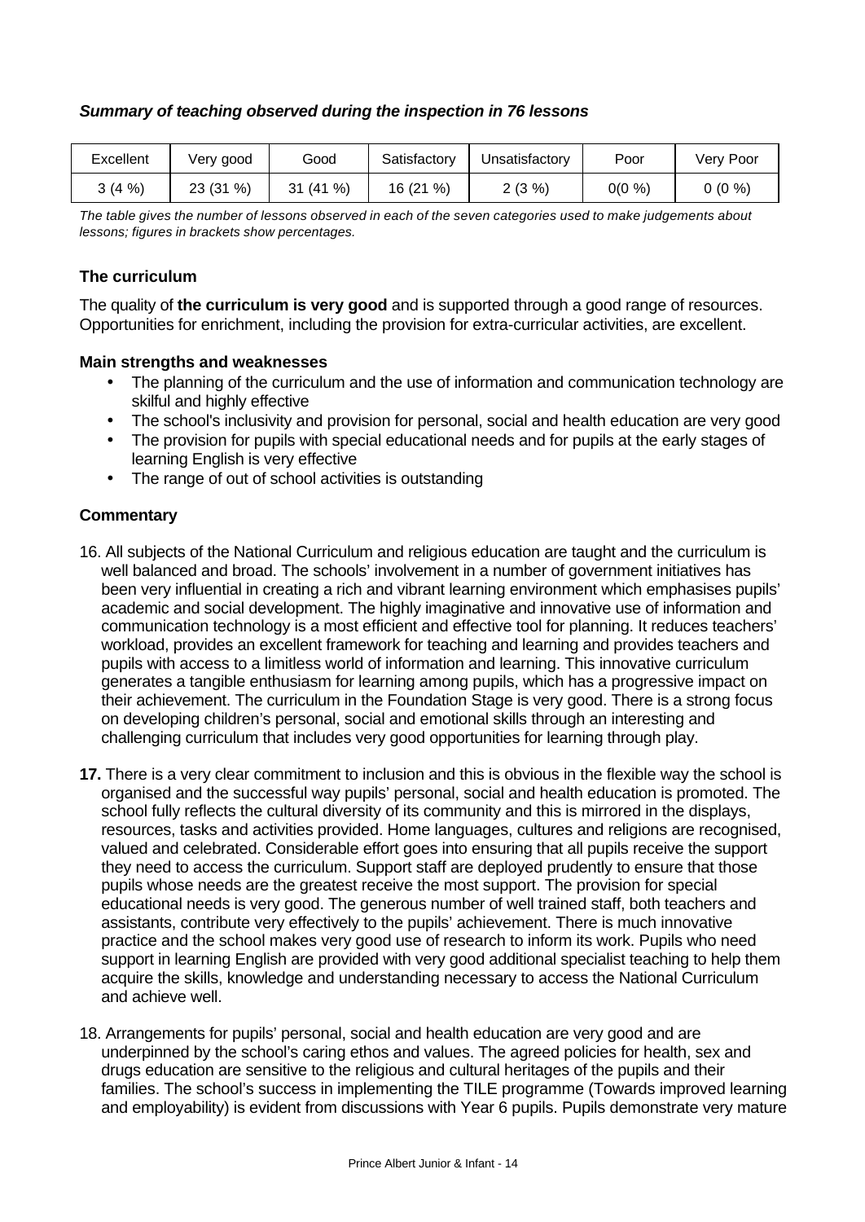***Summary of teaching observed during the inspection in 76 lessons***

| Excellent | Very good | Good | Satisfactory | Unsatisfactory | Poor | Very Poor |
|---|---|---|---|---|---|---|
| 3 (4 %) | 23 (31 %) | 31 (41 %) | 16 (21 %) | 2 (3 %) | 0(0 %) | 0 (0 %) |

*The table gives the number of lessons observed in each of the seven categories used to make judgements about lessons; figures in brackets show percentages.*

### The curriculum

The quality of **the curriculum is very good** and is supported through a good range of resources. Opportunities for enrichment, including the provision for extra-curricular activities, are excellent.

#### Main strengths and weaknesses

- The planning of the curriculum and the use of information and communication technology are skilful and highly effective
- The school's inclusivity and provision for personal, social and health education are very good
- The provision for pupils with special educational needs and for pupils at the early stages of learning English is very effective
- The range of out of school activities is outstanding

#### Commentary

16. All subjects of the National Curriculum and religious education are taught and the curriculum is well balanced and broad. The schools' involvement in a number of government initiatives has been very influential in creating a rich and vibrant learning environment which emphasises pupils' academic and social development. The highly imaginative and innovative use of information and communication technology is a most efficient and effective tool for planning. It reduces teachers' workload, provides an excellent framework for teaching and learning and provides teachers and pupils with access to a limitless world of information and learning. This innovative curriculum generates a tangible enthusiasm for learning among pupils, which has a progressive impact on their achievement. The curriculum in the Foundation Stage is very good. There is a strong focus on developing children's personal, social and emotional skills through an interesting and challenging curriculum that includes very good opportunities for learning through play.

**17.** There is a very clear commitment to inclusion and this is obvious in the flexible way the school is organised and the successful way pupils' personal, social and health education is promoted. The school fully reflects the cultural diversity of its community and this is mirrored in the displays, resources, tasks and activities provided. Home languages, cultures and religions are recognised, valued and celebrated. Considerable effort goes into ensuring that all pupils receive the support they need to access the curriculum. Support staff are deployed prudently to ensure that those pupils whose needs are the greatest receive the most support. The provision for special educational needs is very good. The generous number of well trained staff, both teachers and assistants, contribute very effectively to the pupils' achievement. There is much innovative practice and the school makes very good use of research to inform its work. Pupils who need support in learning English are provided with very good additional specialist teaching to help them acquire the skills, knowledge and understanding necessary to access the National Curriculum and achieve well.

18. Arrangements for pupils' personal, social and health education are very good and are underpinned by the school's caring ethos and values. The agreed policies for health, sex and drugs education are sensitive to the religious and cultural heritages of the pupils and their families. The school's success in implementing the TILE programme (Towards improved learning and employability) is evident from discussions with Year 6 pupils. Pupils demonstrate very mature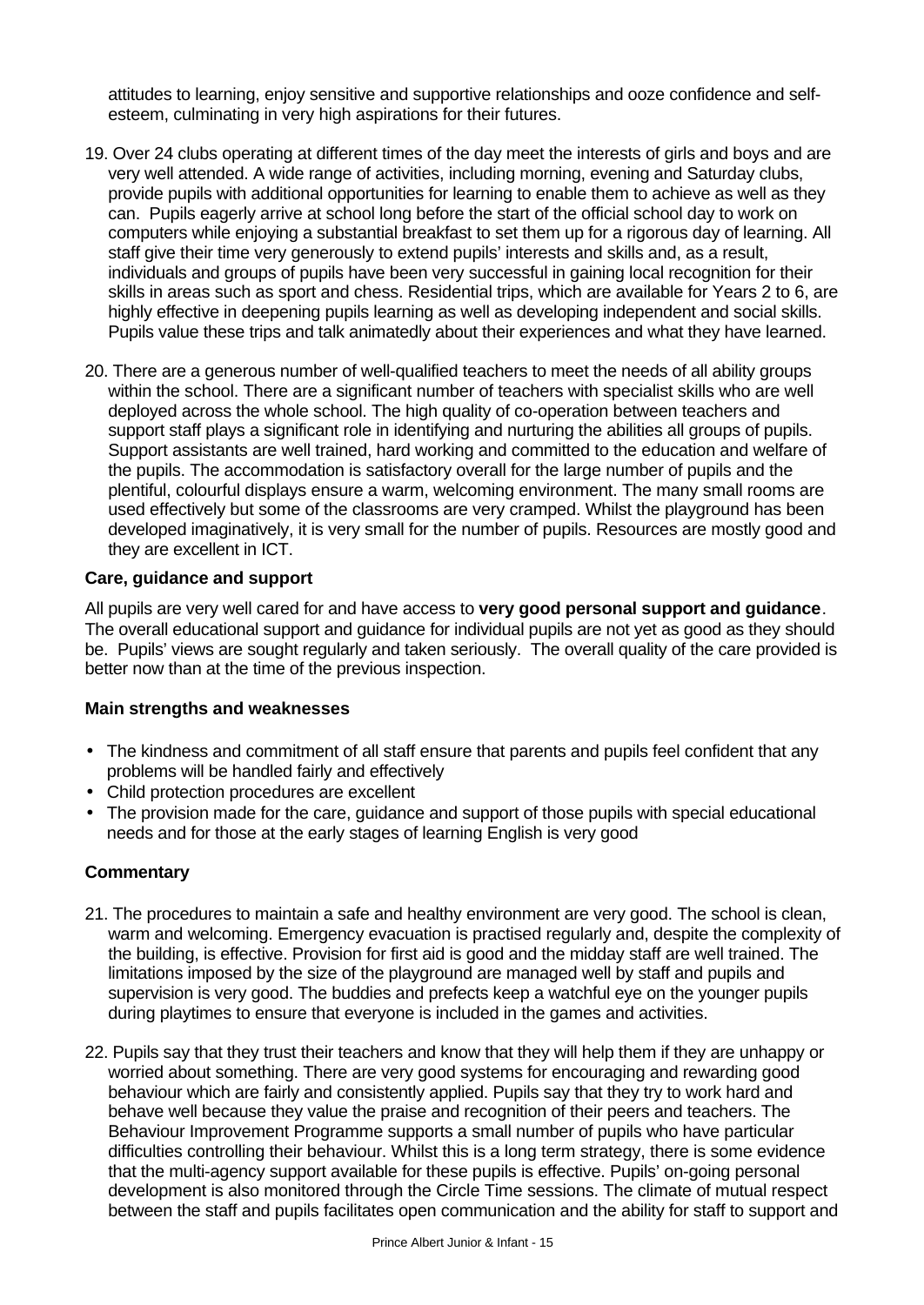attitudes to learning, enjoy sensitive and supportive relationships and ooze confidence and self-esteem, culminating in very high aspirations for their futures.

19. Over 24 clubs operating at different times of the day meet the interests of girls and boys and are very well attended. A wide range of activities, including morning, evening and Saturday clubs, provide pupils with additional opportunities for learning to enable them to achieve as well as they can. Pupils eagerly arrive at school long before the start of the official school day to work on computers while enjoying a substantial breakfast to set them up for a rigorous day of learning. All staff give their time very generously to extend pupils' interests and skills and, as a result, individuals and groups of pupils have been very successful in gaining local recognition for their skills in areas such as sport and chess. Residential trips, which are available for Years 2 to 6, are highly effective in deepening pupils learning as well as developing independent and social skills. Pupils value these trips and talk animatedly about their experiences and what they have learned.

20. There are a generous number of well-qualified teachers to meet the needs of all ability groups within the school. There are a significant number of teachers with specialist skills who are well deployed across the whole school. The high quality of co-operation between teachers and support staff plays a significant role in identifying and nurturing the abilities all groups of pupils. Support assistants are well trained, hard working and committed to the education and welfare of the pupils. The accommodation is satisfactory overall for the large number of pupils and the plentiful, colourful displays ensure a warm, welcoming environment. The many small rooms are used effectively but some of the classrooms are very cramped. Whilst the playground has been developed imaginatively, it is very small for the number of pupils. Resources are mostly good and they are excellent in ICT.

### Care, guidance and support

All pupils are very well cared for and have access to **very good personal support and guidance**. The overall educational support and guidance for individual pupils are not yet as good as they should be. Pupils' views are sought regularly and taken seriously. The overall quality of the care provided is better now than at the time of the previous inspection.

#### Main strengths and weaknesses

- The kindness and commitment of all staff ensure that parents and pupils feel confident that any problems will be handled fairly and effectively
- Child protection procedures are excellent
- The provision made for the care, guidance and support of those pupils with special educational needs and for those at the early stages of learning English is very good

#### Commentary

21. The procedures to maintain a safe and healthy environment are very good. The school is clean, warm and welcoming. Emergency evacuation is practised regularly and, despite the complexity of the building, is effective. Provision for first aid is good and the midday staff are well trained. The limitations imposed by the size of the playground are managed well by staff and pupils and supervision is very good. The buddies and prefects keep a watchful eye on the younger pupils during playtimes to ensure that everyone is included in the games and activities.

22. Pupils say that they trust their teachers and know that they will help them if they are unhappy or worried about something. There are very good systems for encouraging and rewarding good behaviour which are fairly and consistently applied. Pupils say that they try to work hard and behave well because they value the praise and recognition of their peers and teachers. The Behaviour Improvement Programme supports a small number of pupils who have particular difficulties controlling their behaviour. Whilst this is a long term strategy, there is some evidence that the multi-agency support available for these pupils is effective. Pupils' on-going personal development is also monitored through the Circle Time sessions. The climate of mutual respect between the staff and pupils facilitates open communication and the ability for staff to support and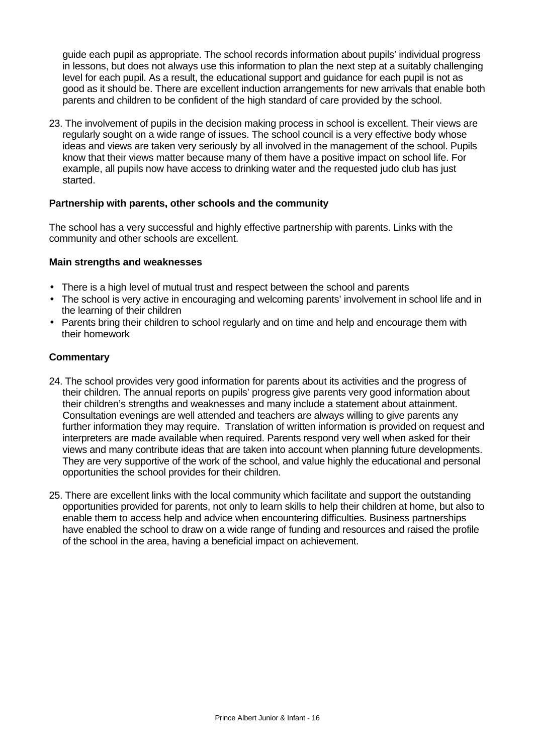guide each pupil as appropriate. The school records information about pupils' individual progress in lessons, but does not always use this information to plan the next step at a suitably challenging level for each pupil. As a result, the educational support and guidance for each pupil is not as good as it should be. There are excellent induction arrangements for new arrivals that enable both parents and children to be confident of the high standard of care provided by the school.

23. The involvement of pupils in the decision making process in school is excellent. Their views are regularly sought on a wide range of issues. The school council is a very effective body whose ideas and views are taken very seriously by all involved in the management of the school. Pupils know that their views matter because many of them have a positive impact on school life. For example, all pupils now have access to drinking water and the requested judo club has just started.

### Partnership with parents, other schools and the community

The school has a very successful and highly effective partnership with parents. Links with the community and other schools are excellent.

#### Main strengths and weaknesses

- There is a high level of mutual trust and respect between the school and parents
- The school is very active in encouraging and welcoming parents' involvement in school life and in the learning of their children
- Parents bring their children to school regularly and on time and help and encourage them with their homework

#### Commentary

24. The school provides very good information for parents about its activities and the progress of their children. The annual reports on pupils' progress give parents very good information about their children's strengths and weaknesses and many include a statement about attainment. Consultation evenings are well attended and teachers are always willing to give parents any further information they may require. Translation of written information is provided on request and interpreters are made available when required. Parents respond very well when asked for their views and many contribute ideas that are taken into account when planning future developments. They are very supportive of the work of the school, and value highly the educational and personal opportunities the school provides for their children.

25. There are excellent links with the local community which facilitate and support the outstanding opportunities provided for parents, not only to learn skills to help their children at home, but also to enable them to access help and advice when encountering difficulties. Business partnerships have enabled the school to draw on a wide range of funding and resources and raised the profile of the school in the area, having a beneficial impact on achievement.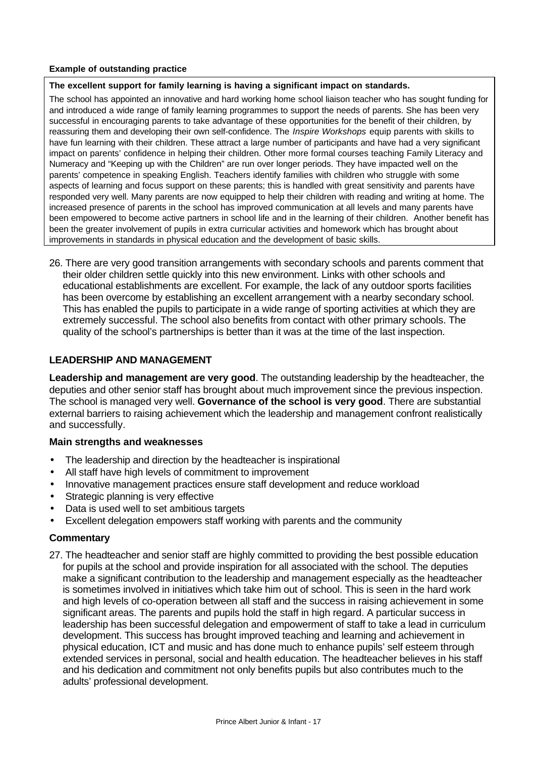**Example of outstanding practice**

**The excellent support for family learning is having a significant impact on standards.**

The school has appointed an innovative and hard working home school liaison teacher who has sought funding for and introduced a wide range of family learning programmes to support the needs of parents. She has been very successful in encouraging parents to take advantage of these opportunities for the benefit of their children, by reassuring them and developing their own self-confidence. The *Inspire Workshops* equip parents with skills to have fun learning with their children. These attract a large number of participants and have had a very significant impact on parents' confidence in helping their children. Other more formal courses teaching Family Literacy and Numeracy and "Keeping up with the Children" are run over longer periods. They have impacted well on the parents' competence in speaking English. Teachers identify families with children who struggle with some aspects of learning and focus support on these parents; this is handled with great sensitivity and parents have responded very well. Many parents are now equipped to help their children with reading and writing at home. The increased presence of parents in the school has improved communication at all levels and many parents have been empowered to become active partners in school life and in the learning of their children. Another benefit has been the greater involvement of pupils in extra curricular activities and homework which has brought about improvements in standards in physical education and the development of basic skills.

26. There are very good transition arrangements with secondary schools and parents comment that their older children settle quickly into this new environment. Links with other schools and educational establishments are excellent. For example, the lack of any outdoor sports facilities has been overcome by establishing an excellent arrangement with a nearby secondary school. This has enabled the pupils to participate in a wide range of sporting activities at which they are extremely successful. The school also benefits from contact with other primary schools. The quality of the school's partnerships is better than it was at the time of the last inspection.

## LEADERSHIP AND MANAGEMENT

**Leadership and management are very good**. The outstanding leadership by the headteacher, the deputies and other senior staff has brought about much improvement since the previous inspection. The school is managed very well. **Governance of the school is very good**. There are substantial external barriers to raising achievement which the leadership and management confront realistically and successfully.

### Main strengths and weaknesses

- The leadership and direction by the headteacher is inspirational
- All staff have high levels of commitment to improvement
- Innovative management practices ensure staff development and reduce workload
- Strategic planning is very effective
- Data is used well to set ambitious targets
- Excellent delegation empowers staff working with parents and the community

### Commentary

27. The headteacher and senior staff are highly committed to providing the best possible education for pupils at the school and provide inspiration for all associated with the school. The deputies make a significant contribution to the leadership and management especially as the headteacher is sometimes involved in initiatives which take him out of school. This is seen in the hard work and high levels of co-operation between all staff and the success in raising achievement in some significant areas. The parents and pupils hold the staff in high regard. A particular success in leadership has been successful delegation and empowerment of staff to take a lead in curriculum development. This success has brought improved teaching and learning and achievement in physical education, ICT and music and has done much to enhance pupils' self esteem through extended services in personal, social and health education. The headteacher believes in his staff and his dedication and commitment not only benefits pupils but also contributes much to the adults' professional development.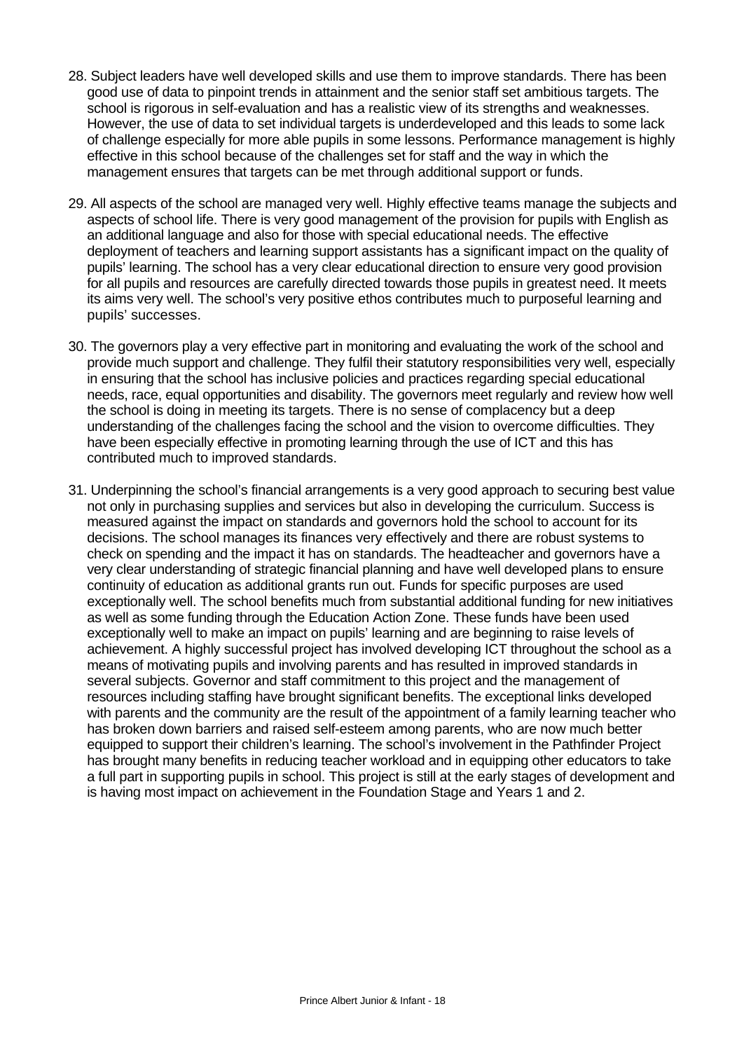28. Subject leaders have well developed skills and use them to improve standards. There has been good use of data to pinpoint trends in attainment and the senior staff set ambitious targets. The school is rigorous in self-evaluation and has a realistic view of its strengths and weaknesses. However, the use of data to set individual targets is underdeveloped and this leads to some lack of challenge especially for more able pupils in some lessons. Performance management is highly effective in this school because of the challenges set for staff and the way in which the management ensures that targets can be met through additional support or funds.

29. All aspects of the school are managed very well. Highly effective teams manage the subjects and aspects of school life. There is very good management of the provision for pupils with English as an additional language and also for those with special educational needs. The effective deployment of teachers and learning support assistants has a significant impact on the quality of pupils' learning. The school has a very clear educational direction to ensure very good provision for all pupils and resources are carefully directed towards those pupils in greatest need. It meets its aims very well. The school's very positive ethos contributes much to purposeful learning and pupils' successes.

30. The governors play a very effective part in monitoring and evaluating the work of the school and provide much support and challenge. They fulfil their statutory responsibilities very well, especially in ensuring that the school has inclusive policies and practices regarding special educational needs, race, equal opportunities and disability. The governors meet regularly and review how well the school is doing in meeting its targets. There is no sense of complacency but a deep understanding of the challenges facing the school and the vision to overcome difficulties. They have been especially effective in promoting learning through the use of ICT and this has contributed much to improved standards.

31. Underpinning the school's financial arrangements is a very good approach to securing best value not only in purchasing supplies and services but also in developing the curriculum. Success is measured against the impact on standards and governors hold the school to account for its decisions. The school manages its finances very effectively and there are robust systems to check on spending and the impact it has on standards. The headteacher and governors have a very clear understanding of strategic financial planning and have well developed plans to ensure continuity of education as additional grants run out. Funds for specific purposes are used exceptionally well. The school benefits much from substantial additional funding for new initiatives as well as some funding through the Education Action Zone. These funds have been used exceptionally well to make an impact on pupils' learning and are beginning to raise levels of achievement. A highly successful project has involved developing ICT throughout the school as a means of motivating pupils and involving parents and has resulted in improved standards in several subjects. Governor and staff commitment to this project and the management of resources including staffing have brought significant benefits. The exceptional links developed with parents and the community are the result of the appointment of a family learning teacher who has broken down barriers and raised self-esteem among parents, who are now much better equipped to support their children's learning. The school's involvement in the Pathfinder Project has brought many benefits in reducing teacher workload and in equipping other educators to take a full part in supporting pupils in school. This project is still at the early stages of development and is having most impact on achievement in the Foundation Stage and Years 1 and 2.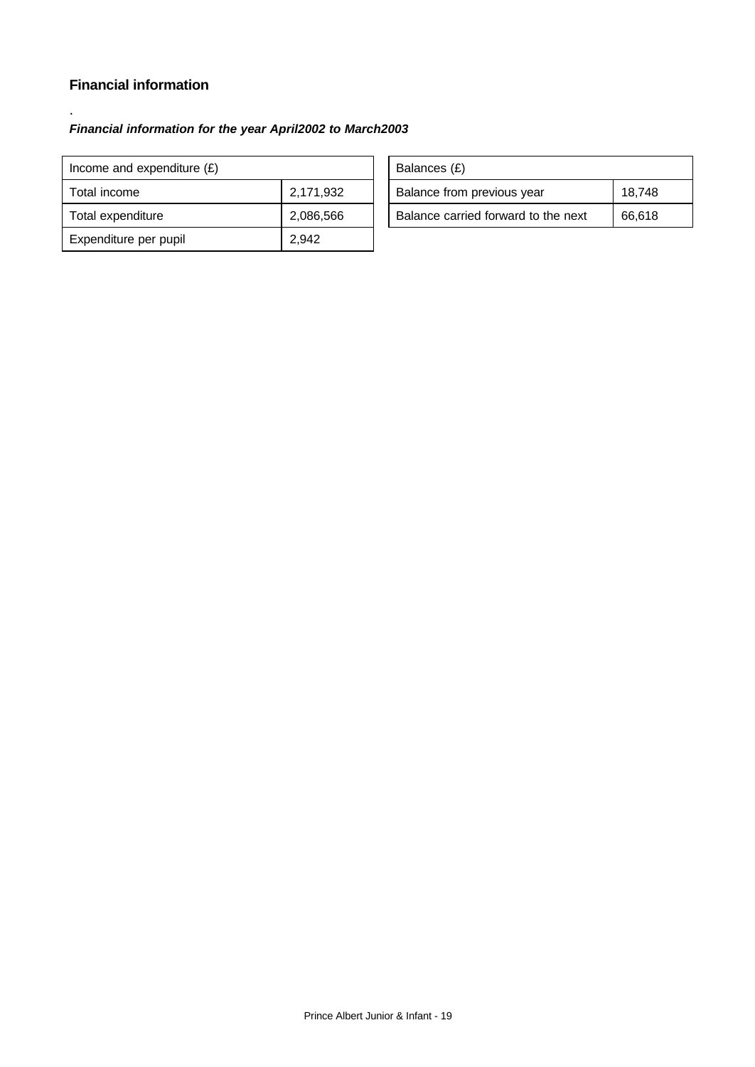### Financial information

.

***Financial information for the year April2002 to March2003***

| Income and expenditure (£) | |
|---|---|
| Total income | 2,171,932 |
| Total expenditure | 2,086,566 |
| Expenditure per pupil | 2,942 |

| Balances (£) | |
|---|---|
| Balance from previous year | 18,748 |
| Balance carried forward to the next | 66,618 |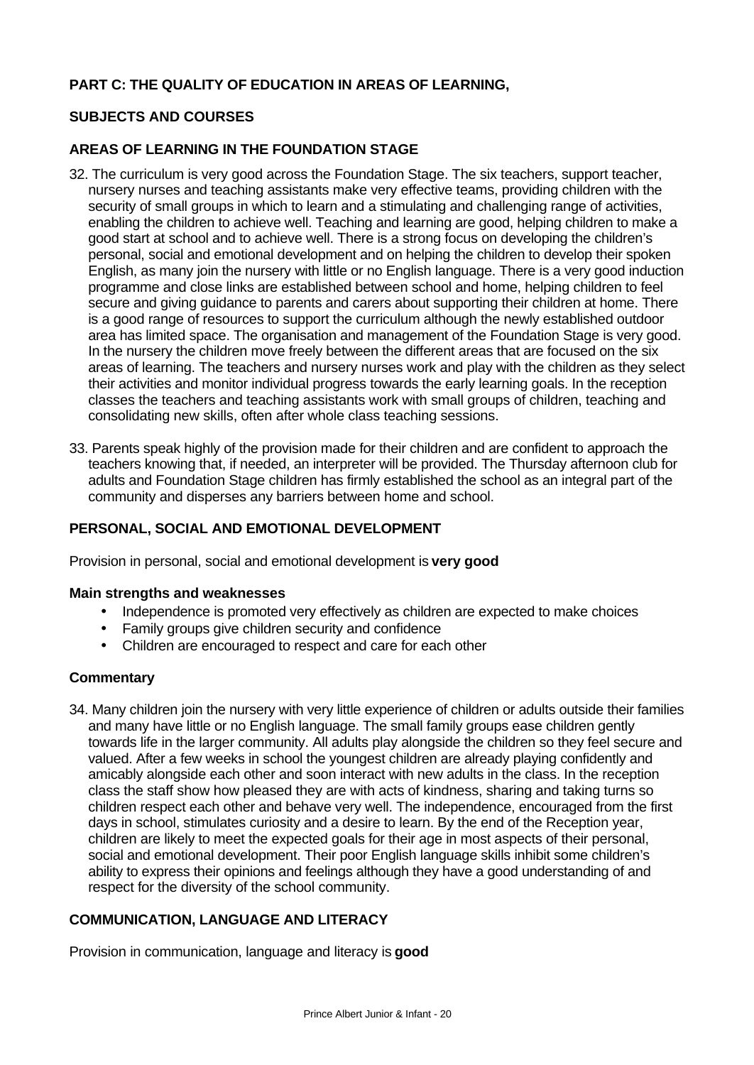## PART C: THE QUALITY OF EDUCATION IN AREAS OF LEARNING,

## SUBJECTS AND COURSES

### AREAS OF LEARNING IN THE FOUNDATION STAGE

32. The curriculum is very good across the Foundation Stage. The six teachers, support teacher, nursery nurses and teaching assistants make very effective teams, providing children with the security of small groups in which to learn and a stimulating and challenging range of activities, enabling the children to achieve well. Teaching and learning are good, helping children to make a good start at school and to achieve well. There is a strong focus on developing the children's personal, social and emotional development and on helping the children to develop their spoken English, as many join the nursery with little or no English language. There is a very good induction programme and close links are established between school and home, helping children to feel secure and giving guidance to parents and carers about supporting their children at home. There is a good range of resources to support the curriculum although the newly established outdoor area has limited space. The organisation and management of the Foundation Stage is very good. In the nursery the children move freely between the different areas that are focused on the six areas of learning. The teachers and nursery nurses work and play with the children as they select their activities and monitor individual progress towards the early learning goals. In the reception classes the teachers and teaching assistants work with small groups of children, teaching and consolidating new skills, often after whole class teaching sessions.

33. Parents speak highly of the provision made for their children and are confident to approach the teachers knowing that, if needed, an interpreter will be provided. The Thursday afternoon club for adults and Foundation Stage children has firmly established the school as an integral part of the community and disperses any barriers between home and school.

### PERSONAL, SOCIAL AND EMOTIONAL DEVELOPMENT

Provision in personal, social and emotional development is **very good**

**Main strengths and weaknesses**

- Independence is promoted very effectively as children are expected to make choices
- Family groups give children security and confidence
- Children are encouraged to respect and care for each other

**Commentary**

34. Many children join the nursery with very little experience of children or adults outside their families and many have little or no English language. The small family groups ease children gently towards life in the larger community. All adults play alongside the children so they feel secure and valued. After a few weeks in school the youngest children are already playing confidently and amicably alongside each other and soon interact with new adults in the class. In the reception class the staff show how pleased they are with acts of kindness, sharing and taking turns so children respect each other and behave very well. The independence, encouraged from the first days in school, stimulates curiosity and a desire to learn. By the end of the Reception year, children are likely to meet the expected goals for their age in most aspects of their personal, social and emotional development. Their poor English language skills inhibit some children's ability to express their opinions and feelings although they have a good understanding of and respect for the diversity of the school community.

### COMMUNICATION, LANGUAGE AND LITERACY

Provision in communication, language and literacy is **good**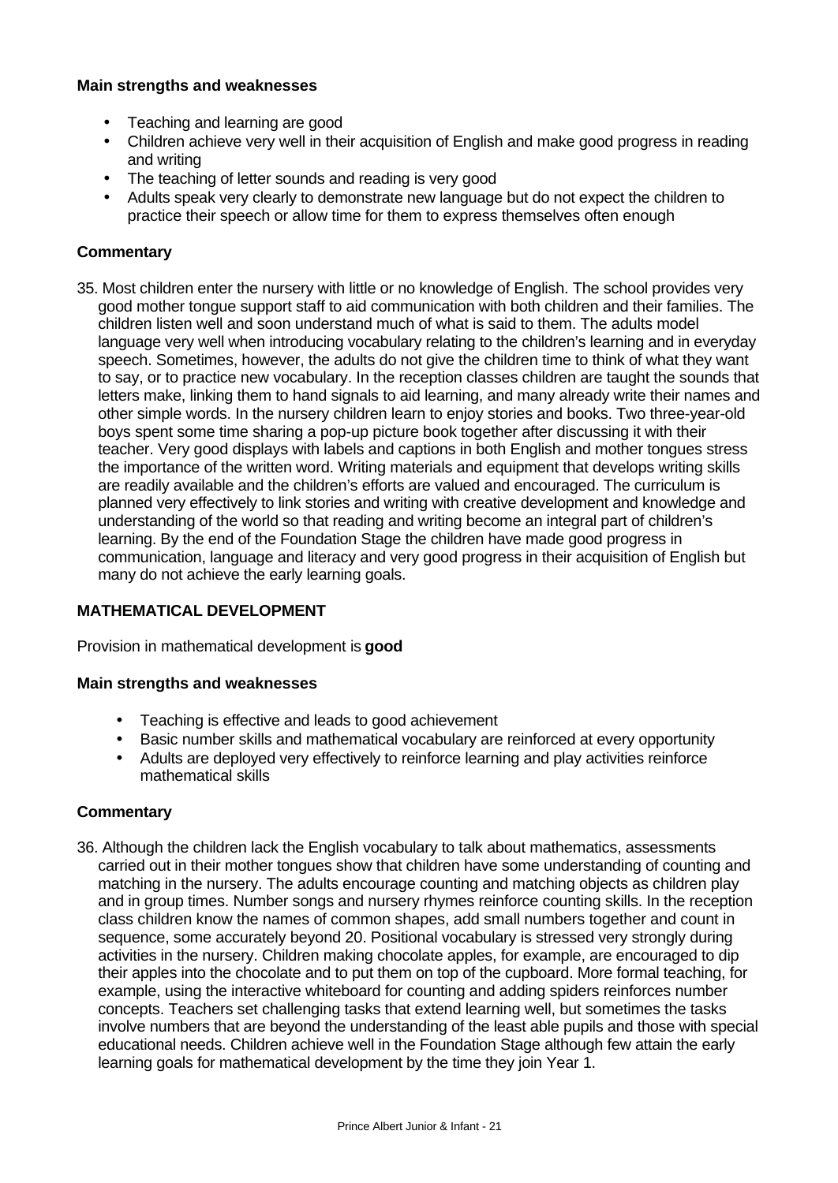**Main strengths and weaknesses**

- Teaching and learning are good
- Children achieve very well in their acquisition of English and make good progress in reading and writing
- The teaching of letter sounds and reading is very good
- Adults speak very clearly to demonstrate new language but do not expect the children to practice their speech or allow time for them to express themselves often enough

**Commentary**

35. Most children enter the nursery with little or no knowledge of English. The school provides very good mother tongue support staff to aid communication with both children and their families. The children listen well and soon understand much of what is said to them. The adults model language very well when introducing vocabulary relating to the children's learning and in everyday speech. Sometimes, however, the adults do not give the children time to think of what they want to say, or to practice new vocabulary. In the reception classes children are taught the sounds that letters make, linking them to hand signals to aid learning, and many already write their names and other simple words. In the nursery children learn to enjoy stories and books. Two three-year-old boys spent some time sharing a pop-up picture book together after discussing it with their teacher. Very good displays with labels and captions in both English and mother tongues stress the importance of the written word. Writing materials and equipment that develops writing skills are readily available and the children's efforts are valued and encouraged. The curriculum is planned very effectively to link stories and writing with creative development and knowledge and understanding of the world so that reading and writing become an integral part of children's learning. By the end of the Foundation Stage the children have made good progress in communication, language and literacy and very good progress in their acquisition of English but many do not achieve the early learning goals.

## MATHEMATICAL DEVELOPMENT

Provision in mathematical development is **good**

**Main strengths and weaknesses**

- Teaching is effective and leads to good achievement
- Basic number skills and mathematical vocabulary are reinforced at every opportunity
- Adults are deployed very effectively to reinforce learning and play activities reinforce mathematical skills

**Commentary**

36. Although the children lack the English vocabulary to talk about mathematics, assessments carried out in their mother tongues show that children have some understanding of counting and matching in the nursery. The adults encourage counting and matching objects as children play and in group times. Number songs and nursery rhymes reinforce counting skills. In the reception class children know the names of common shapes, add small numbers together and count in sequence, some accurately beyond 20. Positional vocabulary is stressed very strongly during activities in the nursery. Children making chocolate apples, for example, are encouraged to dip their apples into the chocolate and to put them on top of the cupboard. More formal teaching, for example, using the interactive whiteboard for counting and adding spiders reinforces number concepts. Teachers set challenging tasks that extend learning well, but sometimes the tasks involve numbers that are beyond the understanding of the least able pupils and those with special educational needs. Children achieve well in the Foundation Stage although few attain the early learning goals for mathematical development by the time they join Year 1.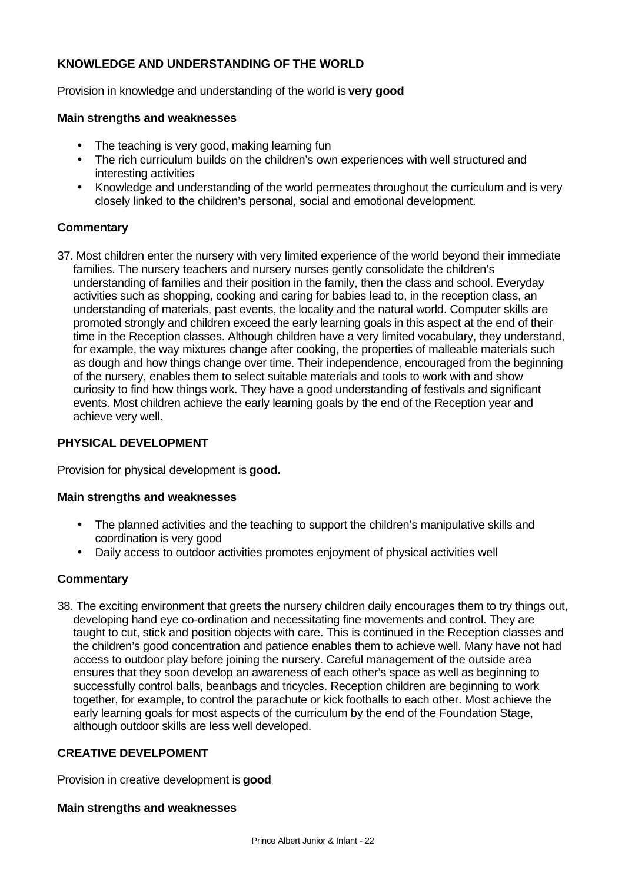**KNOWLEDGE AND UNDERSTANDING OF THE WORLD**

Provision in knowledge and understanding of the world is **very good**

**Main strengths and weaknesses**

- The teaching is very good, making learning fun
- The rich curriculum builds on the children's own experiences with well structured and interesting activities
- Knowledge and understanding of the world permeates throughout the curriculum and is very closely linked to the children's personal, social and emotional development.

**Commentary**

37. Most children enter the nursery with very limited experience of the world beyond their immediate families. The nursery teachers and nursery nurses gently consolidate the children's understanding of families and their position in the family, then the class and school. Everyday activities such as shopping, cooking and caring for babies lead to, in the reception class, an understanding of materials, past events, the locality and the natural world. Computer skills are promoted strongly and children exceed the early learning goals in this aspect at the end of their time in the Reception classes. Although children have a very limited vocabulary, they understand, for example, the way mixtures change after cooking, the properties of malleable materials such as dough and how things change over time. Their independence, encouraged from the beginning of the nursery, enables them to select suitable materials and tools to work with and show curiosity to find how things work. They have a good understanding of festivals and significant events. Most children achieve the early learning goals by the end of the Reception year and achieve very well.

**PHYSICAL DEVELOPMENT**

Provision for physical development is **good.**

**Main strengths and weaknesses**

- The planned activities and the teaching to support the children's manipulative skills and coordination is very good
- Daily access to outdoor activities promotes enjoyment of physical activities well

**Commentary**

38. The exciting environment that greets the nursery children daily encourages them to try things out, developing hand eye co-ordination and necessitating fine movements and control. They are taught to cut, stick and position objects with care. This is continued in the Reception classes and the children's good concentration and patience enables them to achieve well. Many have not had access to outdoor play before joining the nursery. Careful management of the outside area ensures that they soon develop an awareness of each other's space as well as beginning to successfully control balls, beanbags and tricycles. Reception children are beginning to work together, for example, to control the parachute or kick footballs to each other. Most achieve the early learning goals for most aspects of the curriculum by the end of the Foundation Stage, although outdoor skills are less well developed.

**CREATIVE DEVELPOMENT**

Provision in creative development is **good**

**Main strengths and weaknesses**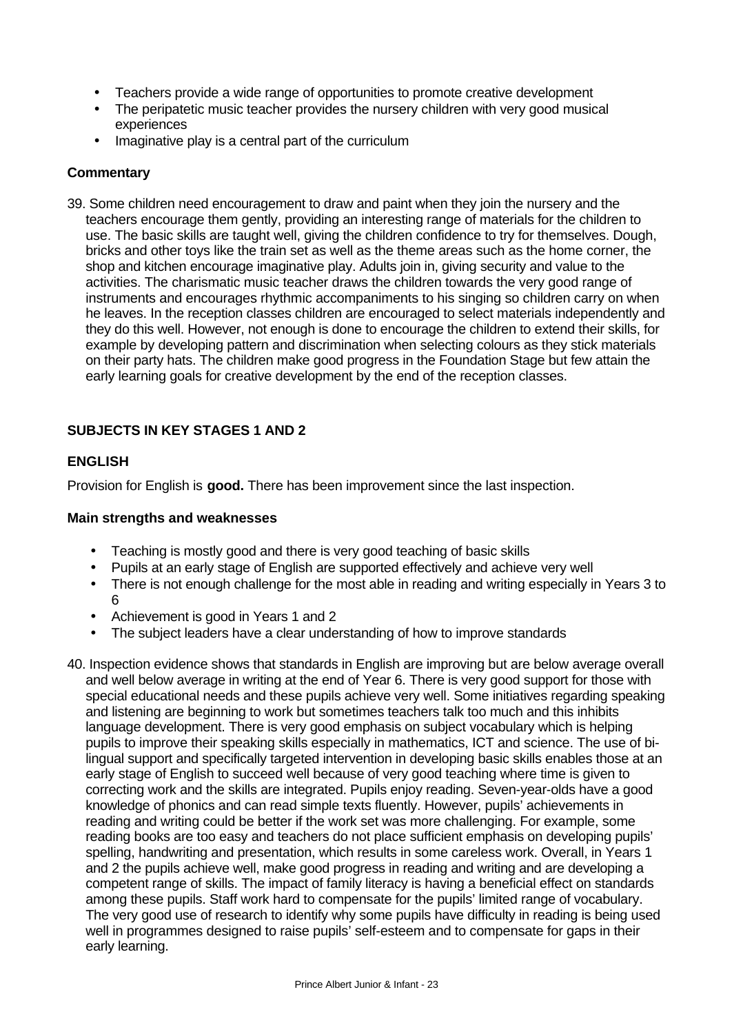- Teachers provide a wide range of opportunities to promote creative development
- The peripatetic music teacher provides the nursery children with very good musical experiences
- Imaginative play is a central part of the curriculum

**Commentary**

39. Some children need encouragement to draw and paint when they join the nursery and the teachers encourage them gently, providing an interesting range of materials for the children to use. The basic skills are taught well, giving the children confidence to try for themselves. Dough, bricks and other toys like the train set as well as the theme areas such as the home corner, the shop and kitchen encourage imaginative play. Adults join in, giving security and value to the activities. The charismatic music teacher draws the children towards the very good range of instruments and encourages rhythmic accompaniments to his singing so children carry on when he leaves. In the reception classes children are encouraged to select materials independently and they do this well. However, not enough is done to encourage the children to extend their skills, for example by developing pattern and discrimination when selecting colours as they stick materials on their party hats. The children make good progress in the Foundation Stage but few attain the early learning goals for creative development by the end of the reception classes.

## SUBJECTS IN KEY STAGES 1 AND 2

### ENGLISH

Provision for English is **good.** There has been improvement since the last inspection.

**Main strengths and weaknesses**

- Teaching is mostly good and there is very good teaching of basic skills
- Pupils at an early stage of English are supported effectively and achieve very well
- There is not enough challenge for the most able in reading and writing especially in Years 3 to 6
- Achievement is good in Years 1 and 2
- The subject leaders have a clear understanding of how to improve standards

40. Inspection evidence shows that standards in English are improving but are below average overall and well below average in writing at the end of Year 6. There is very good support for those with special educational needs and these pupils achieve very well. Some initiatives regarding speaking and listening are beginning to work but sometimes teachers talk too much and this inhibits language development. There is very good emphasis on subject vocabulary which is helping pupils to improve their speaking skills especially in mathematics, ICT and science. The use of bi-lingual support and specifically targeted intervention in developing basic skills enables those at an early stage of English to succeed well because of very good teaching where time is given to correcting work and the skills are integrated. Pupils enjoy reading. Seven-year-olds have a good knowledge of phonics and can read simple texts fluently. However, pupils' achievements in reading and writing could be better if the work set was more challenging. For example, some reading books are too easy and teachers do not place sufficient emphasis on developing pupils' spelling, handwriting and presentation, which results in some careless work. Overall, in Years 1 and 2 the pupils achieve well, make good progress in reading and writing and are developing a competent range of skills. The impact of family literacy is having a beneficial effect on standards among these pupils. Staff work hard to compensate for the pupils' limited range of vocabulary. The very good use of research to identify why some pupils have difficulty in reading is being used well in programmes designed to raise pupils' self-esteem and to compensate for gaps in their early learning.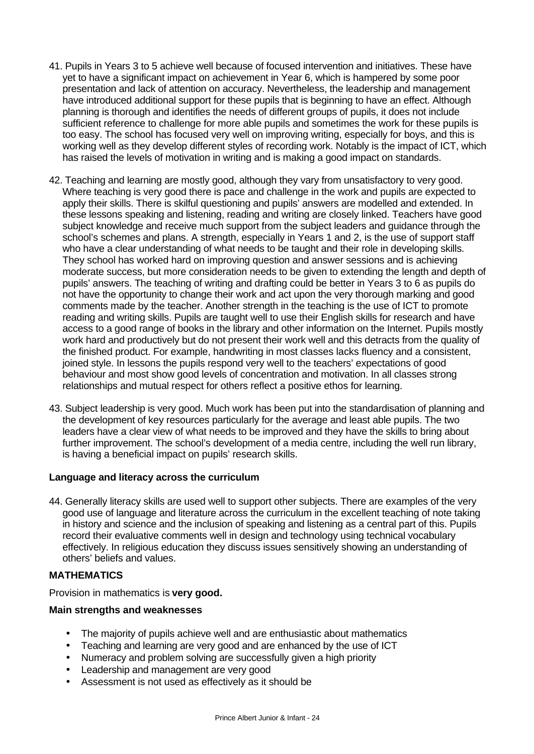41. Pupils in Years 3 to 5 achieve well because of focused intervention and initiatives. These have yet to have a significant impact on achievement in Year 6, which is hampered by some poor presentation and lack of attention on accuracy. Nevertheless, the leadership and management have introduced additional support for these pupils that is beginning to have an effect. Although planning is thorough and identifies the needs of different groups of pupils, it does not include sufficient reference to challenge for more able pupils and sometimes the work for these pupils is too easy. The school has focused very well on improving writing, especially for boys, and this is working well as they develop different styles of recording work. Notably is the impact of ICT, which has raised the levels of motivation in writing and is making a good impact on standards.

42. Teaching and learning are mostly good, although they vary from unsatisfactory to very good. Where teaching is very good there is pace and challenge in the work and pupils are expected to apply their skills. There is skilful questioning and pupils' answers are modelled and extended. In these lessons speaking and listening, reading and writing are closely linked. Teachers have good subject knowledge and receive much support from the subject leaders and guidance through the school's schemes and plans. A strength, especially in Years 1 and 2, is the use of support staff who have a clear understanding of what needs to be taught and their role in developing skills. They school has worked hard on improving question and answer sessions and is achieving moderate success, but more consideration needs to be given to extending the length and depth of pupils' answers. The teaching of writing and drafting could be better in Years 3 to 6 as pupils do not have the opportunity to change their work and act upon the very thorough marking and good comments made by the teacher. Another strength in the teaching is the use of ICT to promote reading and writing skills. Pupils are taught well to use their English skills for research and have access to a good range of books in the library and other information on the Internet. Pupils mostly work hard and productively but do not present their work well and this detracts from the quality of the finished product. For example, handwriting in most classes lacks fluency and a consistent, joined style. In lessons the pupils respond very well to the teachers' expectations of good behaviour and most show good levels of concentration and motivation. In all classes strong relationships and mutual respect for others reflect a positive ethos for learning.

43. Subject leadership is very good. Much work has been put into the standardisation of planning and the development of key resources particularly for the average and least able pupils. The two leaders have a clear view of what needs to be improved and they have the skills to bring about further improvement. The school's development of a media centre, including the well run library, is having a beneficial impact on pupils' research skills.

**Language and literacy across the curriculum**

44. Generally literacy skills are used well to support other subjects. There are examples of the very good use of language and literature across the curriculum in the excellent teaching of note taking in history and science and the inclusion of speaking and listening as a central part of this. Pupils record their evaluative comments well in design and technology using technical vocabulary effectively. In religious education they discuss issues sensitively showing an understanding of others' beliefs and values.

**MATHEMATICS**

Provision in mathematics is **very good.**

**Main strengths and weaknesses**

- The majority of pupils achieve well and are enthusiastic about mathematics
- Teaching and learning are very good and are enhanced by the use of ICT
- Numeracy and problem solving are successfully given a high priority
- Leadership and management are very good
- Assessment is not used as effectively as it should be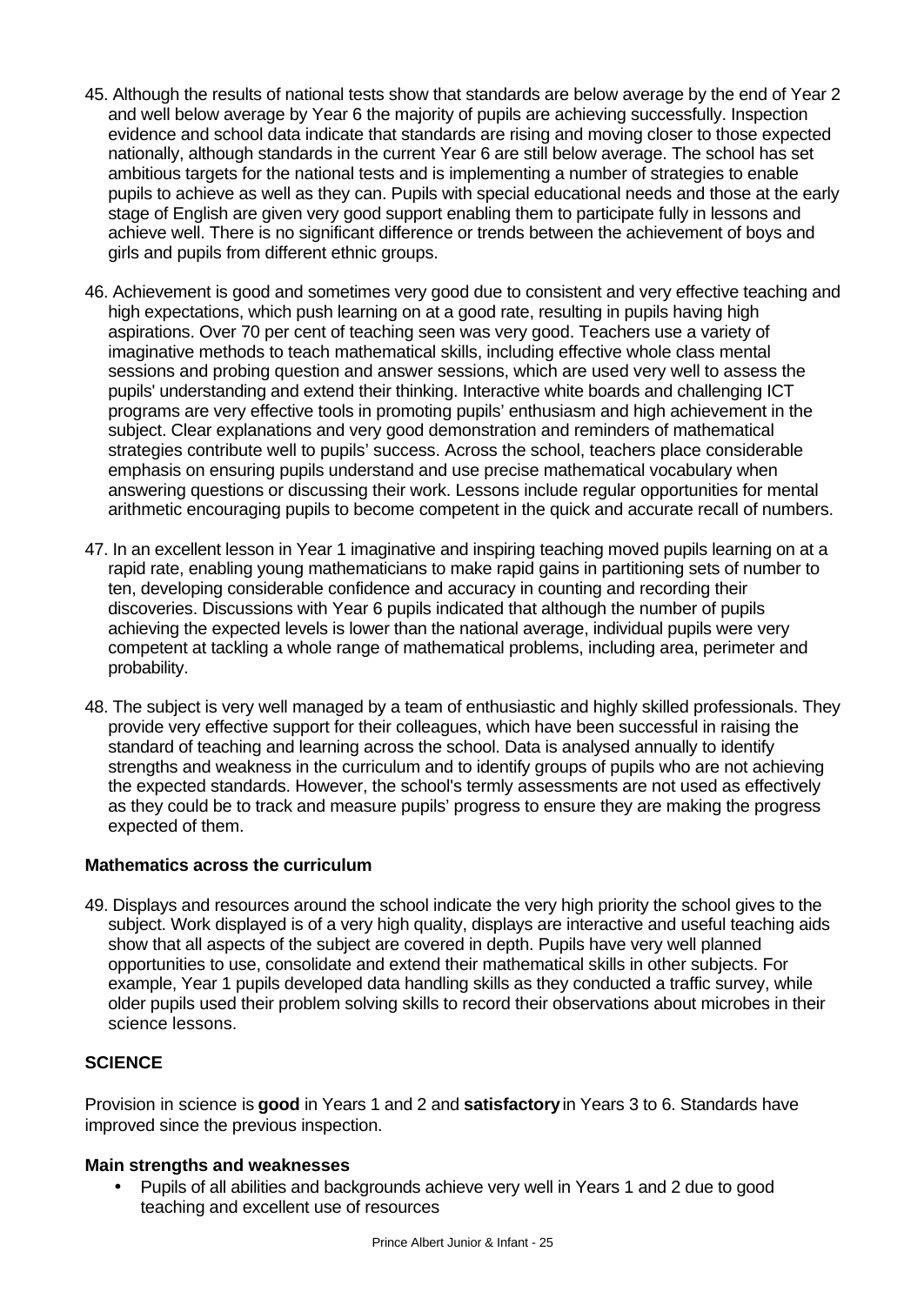45. Although the results of national tests show that standards are below average by the end of Year 2 and well below average by Year 6 the majority of pupils are achieving successfully. Inspection evidence and school data indicate that standards are rising and moving closer to those expected nationally, although standards in the current Year 6 are still below average. The school has set ambitious targets for the national tests and is implementing a number of strategies to enable pupils to achieve as well as they can. Pupils with special educational needs and those at the early stage of English are given very good support enabling them to participate fully in lessons and achieve well. There is no significant difference or trends between the achievement of boys and girls and pupils from different ethnic groups.

46. Achievement is good and sometimes very good due to consistent and very effective teaching and high expectations, which push learning on at a good rate, resulting in pupils having high aspirations. Over 70 per cent of teaching seen was very good. Teachers use a variety of imaginative methods to teach mathematical skills, including effective whole class mental sessions and probing question and answer sessions, which are used very well to assess the pupils' understanding and extend their thinking. Interactive white boards and challenging ICT programs are very effective tools in promoting pupils' enthusiasm and high achievement in the subject. Clear explanations and very good demonstration and reminders of mathematical strategies contribute well to pupils' success. Across the school, teachers place considerable emphasis on ensuring pupils understand and use precise mathematical vocabulary when answering questions or discussing their work. Lessons include regular opportunities for mental arithmetic encouraging pupils to become competent in the quick and accurate recall of numbers.

47. In an excellent lesson in Year 1 imaginative and inspiring teaching moved pupils learning on at a rapid rate, enabling young mathematicians to make rapid gains in partitioning sets of number to ten, developing considerable confidence and accuracy in counting and recording their discoveries. Discussions with Year 6 pupils indicated that although the number of pupils achieving the expected levels is lower than the national average, individual pupils were very competent at tackling a whole range of mathematical problems, including area, perimeter and probability.

48. The subject is very well managed by a team of enthusiastic and highly skilled professionals. They provide very effective support for their colleagues, which have been successful in raising the standard of teaching and learning across the school. Data is analysed annually to identify strengths and weakness in the curriculum and to identify groups of pupils who are not achieving the expected standards. However, the school's termly assessments are not used as effectively as they could be to track and measure pupils' progress to ensure they are making the progress expected of them.

**Mathematics across the curriculum**

49. Displays and resources around the school indicate the very high priority the school gives to the subject. Work displayed is of a very high quality, displays are interactive and useful teaching aids show that all aspects of the subject are covered in depth. Pupils have very well planned opportunities to use, consolidate and extend their mathematical skills in other subjects. For example, Year 1 pupils developed data handling skills as they conducted a traffic survey, while older pupils used their problem solving skills to record their observations about microbes in their science lessons.

**SCIENCE**

Provision in science is **good** in Years 1 and 2 and **satisfactory** in Years 3 to 6. Standards have improved since the previous inspection.

**Main strengths and weaknesses**

- Pupils of all abilities and backgrounds achieve very well in Years 1 and 2 due to good teaching and excellent use of resources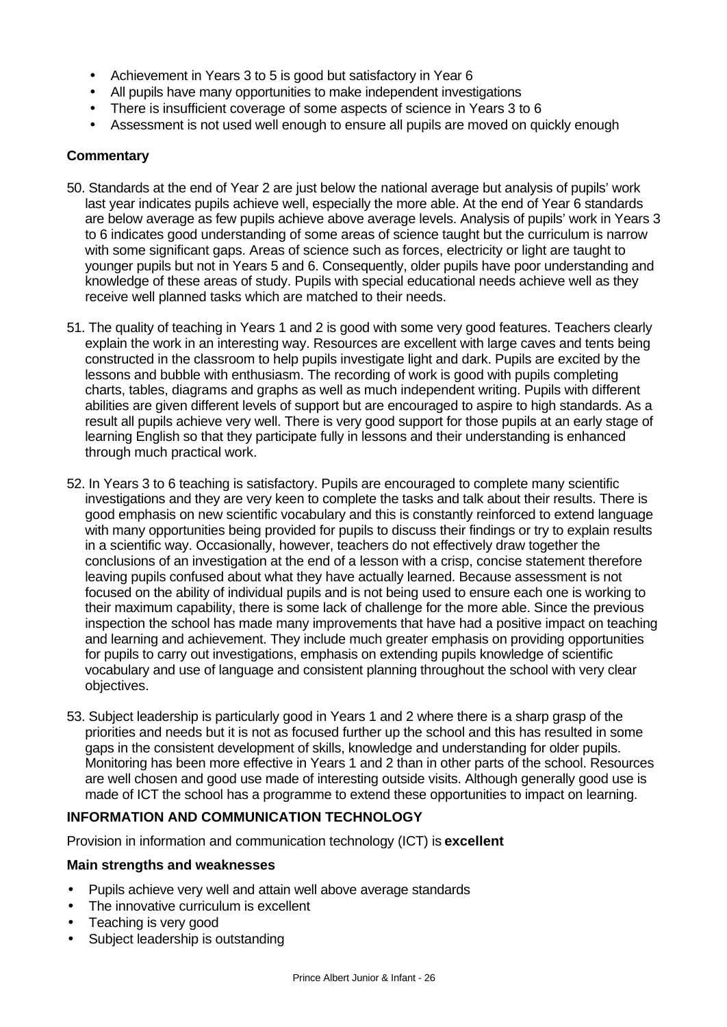- Achievement in Years 3 to 5 is good but satisfactory in Year 6
- All pupils have many opportunities to make independent investigations
- There is insufficient coverage of some aspects of science in Years 3 to 6
- Assessment is not used well enough to ensure all pupils are moved on quickly enough

**Commentary**

50. Standards at the end of Year 2 are just below the national average but analysis of pupils' work last year indicates pupils achieve well, especially the more able. At the end of Year 6 standards are below average as few pupils achieve above average levels. Analysis of pupils' work in Years 3 to 6 indicates good understanding of some areas of science taught but the curriculum is narrow with some significant gaps. Areas of science such as forces, electricity or light are taught to younger pupils but not in Years 5 and 6. Consequently, older pupils have poor understanding and knowledge of these areas of study. Pupils with special educational needs achieve well as they receive well planned tasks which are matched to their needs.

51. The quality of teaching in Years 1 and 2 is good with some very good features. Teachers clearly explain the work in an interesting way. Resources are excellent with large caves and tents being constructed in the classroom to help pupils investigate light and dark. Pupils are excited by the lessons and bubble with enthusiasm. The recording of work is good with pupils completing charts, tables, diagrams and graphs as well as much independent writing. Pupils with different abilities are given different levels of support but are encouraged to aspire to high standards. As a result all pupils achieve very well. There is very good support for those pupils at an early stage of learning English so that they participate fully in lessons and their understanding is enhanced through much practical work.

52. In Years 3 to 6 teaching is satisfactory. Pupils are encouraged to complete many scientific investigations and they are very keen to complete the tasks and talk about their results. There is good emphasis on new scientific vocabulary and this is constantly reinforced to extend language with many opportunities being provided for pupils to discuss their findings or try to explain results in a scientific way. Occasionally, however, teachers do not effectively draw together the conclusions of an investigation at the end of a lesson with a crisp, concise statement therefore leaving pupils confused about what they have actually learned. Because assessment is not focused on the ability of individual pupils and is not being used to ensure each one is working to their maximum capability, there is some lack of challenge for the more able. Since the previous inspection the school has made many improvements that have had a positive impact on teaching and learning and achievement. They include much greater emphasis on providing opportunities for pupils to carry out investigations, emphasis on extending pupils knowledge of scientific vocabulary and use of language and consistent planning throughout the school with very clear objectives.

53. Subject leadership is particularly good in Years 1 and 2 where there is a sharp grasp of the priorities and needs but it is not as focused further up the school and this has resulted in some gaps in the consistent development of skills, knowledge and understanding for older pupils. Monitoring has been more effective in Years 1 and 2 than in other parts of the school. Resources are well chosen and good use made of interesting outside visits. Although generally good use is made of ICT the school has a programme to extend these opportunities to impact on learning.

## INFORMATION AND COMMUNICATION TECHNOLOGY

Provision in information and communication technology (ICT) is **excellent**

**Main strengths and weaknesses**

- Pupils achieve very well and attain well above average standards
- The innovative curriculum is excellent
- Teaching is very good
- Subject leadership is outstanding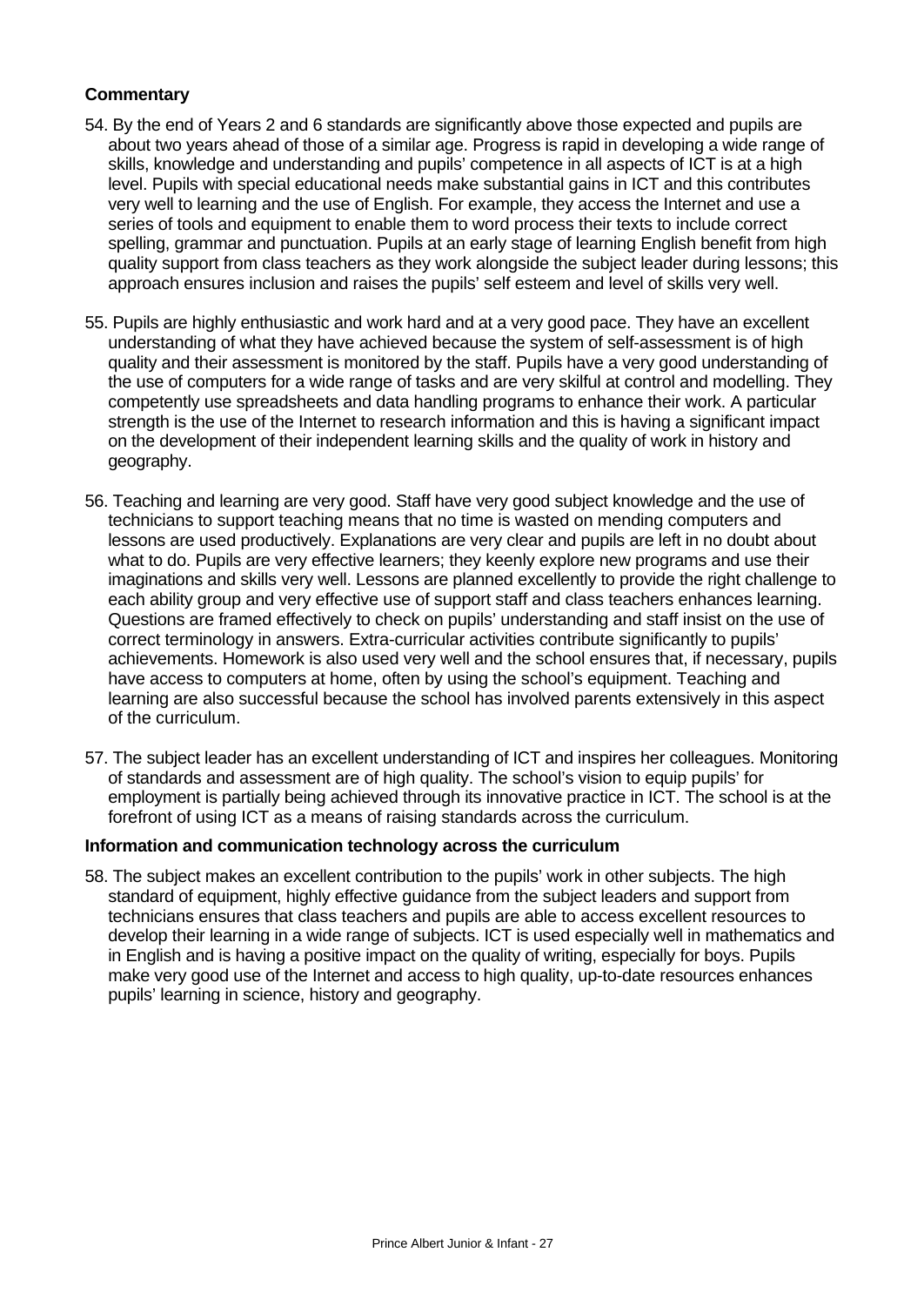**Commentary**

54. By the end of Years 2 and 6 standards are significantly above those expected and pupils are about two years ahead of those of a similar age. Progress is rapid in developing a wide range of skills, knowledge and understanding and pupils' competence in all aspects of ICT is at a high level. Pupils with special educational needs make substantial gains in ICT and this contributes very well to learning and the use of English. For example, they access the Internet and use a series of tools and equipment to enable them to word process their texts to include correct spelling, grammar and punctuation. Pupils at an early stage of learning English benefit from high quality support from class teachers as they work alongside the subject leader during lessons; this approach ensures inclusion and raises the pupils' self esteem and level of skills very well.

55. Pupils are highly enthusiastic and work hard and at a very good pace. They have an excellent understanding of what they have achieved because the system of self-assessment is of high quality and their assessment is monitored by the staff. Pupils have a very good understanding of the use of computers for a wide range of tasks and are very skilful at control and modelling. They competently use spreadsheets and data handling programs to enhance their work. A particular strength is the use of the Internet to research information and this is having a significant impact on the development of their independent learning skills and the quality of work in history and geography.

56. Teaching and learning are very good. Staff have very good subject knowledge and the use of technicians to support teaching means that no time is wasted on mending computers and lessons are used productively. Explanations are very clear and pupils are left in no doubt about what to do. Pupils are very effective learners; they keenly explore new programs and use their imaginations and skills very well. Lessons are planned excellently to provide the right challenge to each ability group and very effective use of support staff and class teachers enhances learning. Questions are framed effectively to check on pupils' understanding and staff insist on the use of correct terminology in answers. Extra-curricular activities contribute significantly to pupils' achievements. Homework is also used very well and the school ensures that, if necessary, pupils have access to computers at home, often by using the school's equipment. Teaching and learning are also successful because the school has involved parents extensively in this aspect of the curriculum.

57. The subject leader has an excellent understanding of ICT and inspires her colleagues. Monitoring of standards and assessment are of high quality. The school's vision to equip pupils' for employment is partially being achieved through its innovative practice in ICT. The school is at the forefront of using ICT as a means of raising standards across the curriculum.

**Information and communication technology across the curriculum**

58. The subject makes an excellent contribution to the pupils' work in other subjects. The high standard of equipment, highly effective guidance from the subject leaders and support from technicians ensures that class teachers and pupils are able to access excellent resources to develop their learning in a wide range of subjects. ICT is used especially well in mathematics and in English and is having a positive impact on the quality of writing, especially for boys. Pupils make very good use of the Internet and access to high quality, up-to-date resources enhances pupils' learning in science, history and geography.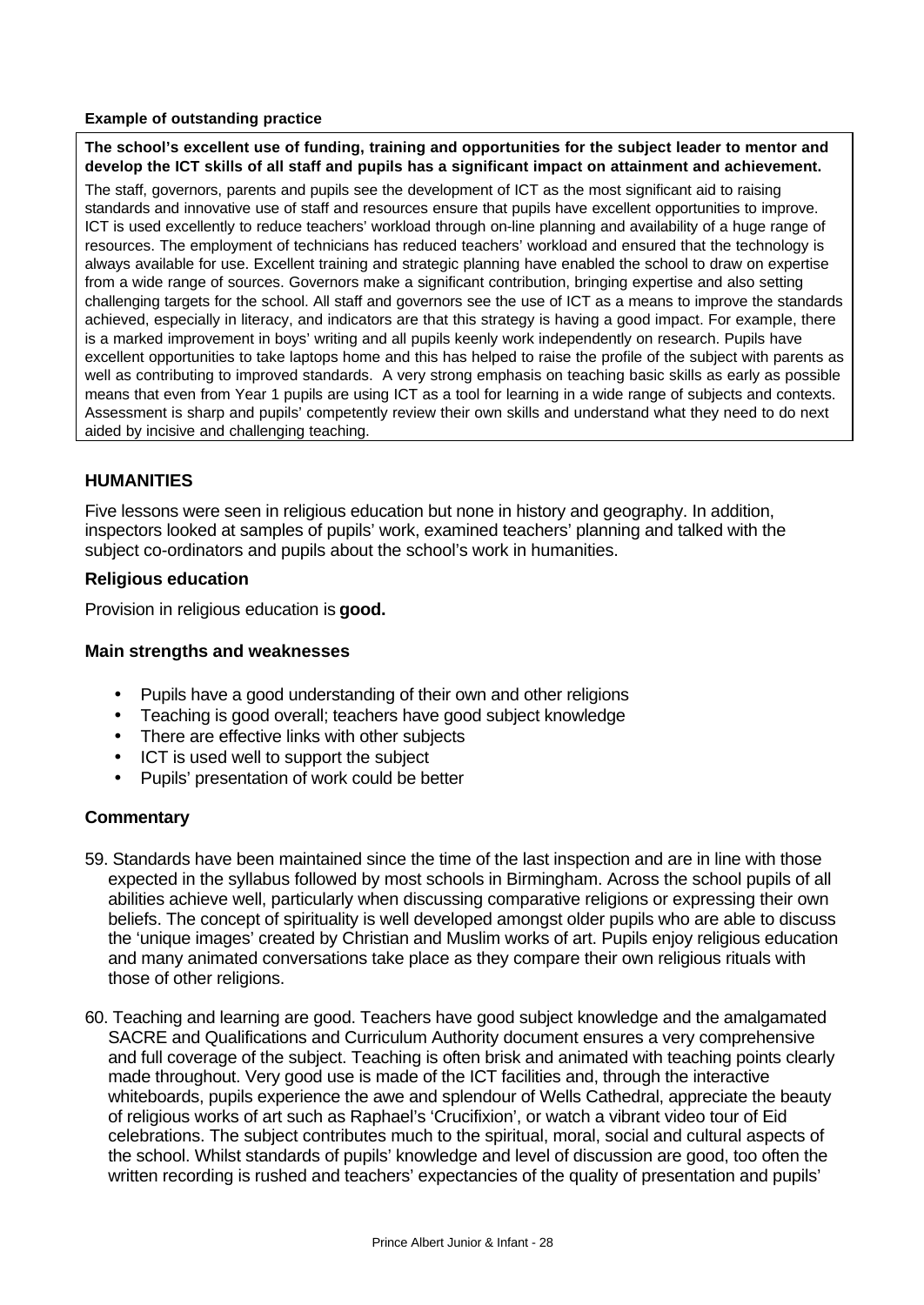**Example of outstanding practice**

**The school's excellent use of funding, training and opportunities for the subject leader to mentor and develop the ICT skills of all staff and pupils has a significant impact on attainment and achievement.**

The staff, governors, parents and pupils see the development of ICT as the most significant aid to raising standards and innovative use of staff and resources ensure that pupils have excellent opportunities to improve. ICT is used excellently to reduce teachers' workload through on-line planning and availability of a huge range of resources. The employment of technicians has reduced teachers' workload and ensured that the technology is always available for use. Excellent training and strategic planning have enabled the school to draw on expertise from a wide range of sources. Governors make a significant contribution, bringing expertise and also setting challenging targets for the school. All staff and governors see the use of ICT as a means to improve the standards achieved, especially in literacy, and indicators are that this strategy is having a good impact. For example, there is a marked improvement in boys' writing and all pupils keenly work independently on research. Pupils have excellent opportunities to take laptops home and this has helped to raise the profile of the subject with parents as well as contributing to improved standards. A very strong emphasis on teaching basic skills as early as possible means that even from Year 1 pupils are using ICT as a tool for learning in a wide range of subjects and contexts. Assessment is sharp and pupils' competently review their own skills and understand what they need to do next aided by incisive and challenging teaching.

## HUMANITIES

Five lessons were seen in religious education but none in history and geography. In addition, inspectors looked at samples of pupils' work, examined teachers' planning and talked with the subject co-ordinators and pupils about the school's work in humanities.

### Religious education

Provision in religious education is **good.**

### Main strengths and weaknesses

- Pupils have a good understanding of their own and other religions
- Teaching is good overall; teachers have good subject knowledge
- There are effective links with other subjects
- ICT is used well to support the subject
- Pupils' presentation of work could be better

### Commentary

59. Standards have been maintained since the time of the last inspection and are in line with those expected in the syllabus followed by most schools in Birmingham. Across the school pupils of all abilities achieve well, particularly when discussing comparative religions or expressing their own beliefs. The concept of spirituality is well developed amongst older pupils who are able to discuss the 'unique images' created by Christian and Muslim works of art. Pupils enjoy religious education and many animated conversations take place as they compare their own religious rituals with those of other religions.

60. Teaching and learning are good. Teachers have good subject knowledge and the amalgamated SACRE and Qualifications and Curriculum Authority document ensures a very comprehensive and full coverage of the subject. Teaching is often brisk and animated with teaching points clearly made throughout. Very good use is made of the ICT facilities and, through the interactive whiteboards, pupils experience the awe and splendour of Wells Cathedral, appreciate the beauty of religious works of art such as Raphael's 'Crucifixion', or watch a vibrant video tour of Eid celebrations. The subject contributes much to the spiritual, moral, social and cultural aspects of the school. Whilst standards of pupils' knowledge and level of discussion are good, too often the written recording is rushed and teachers' expectancies of the quality of presentation and pupils'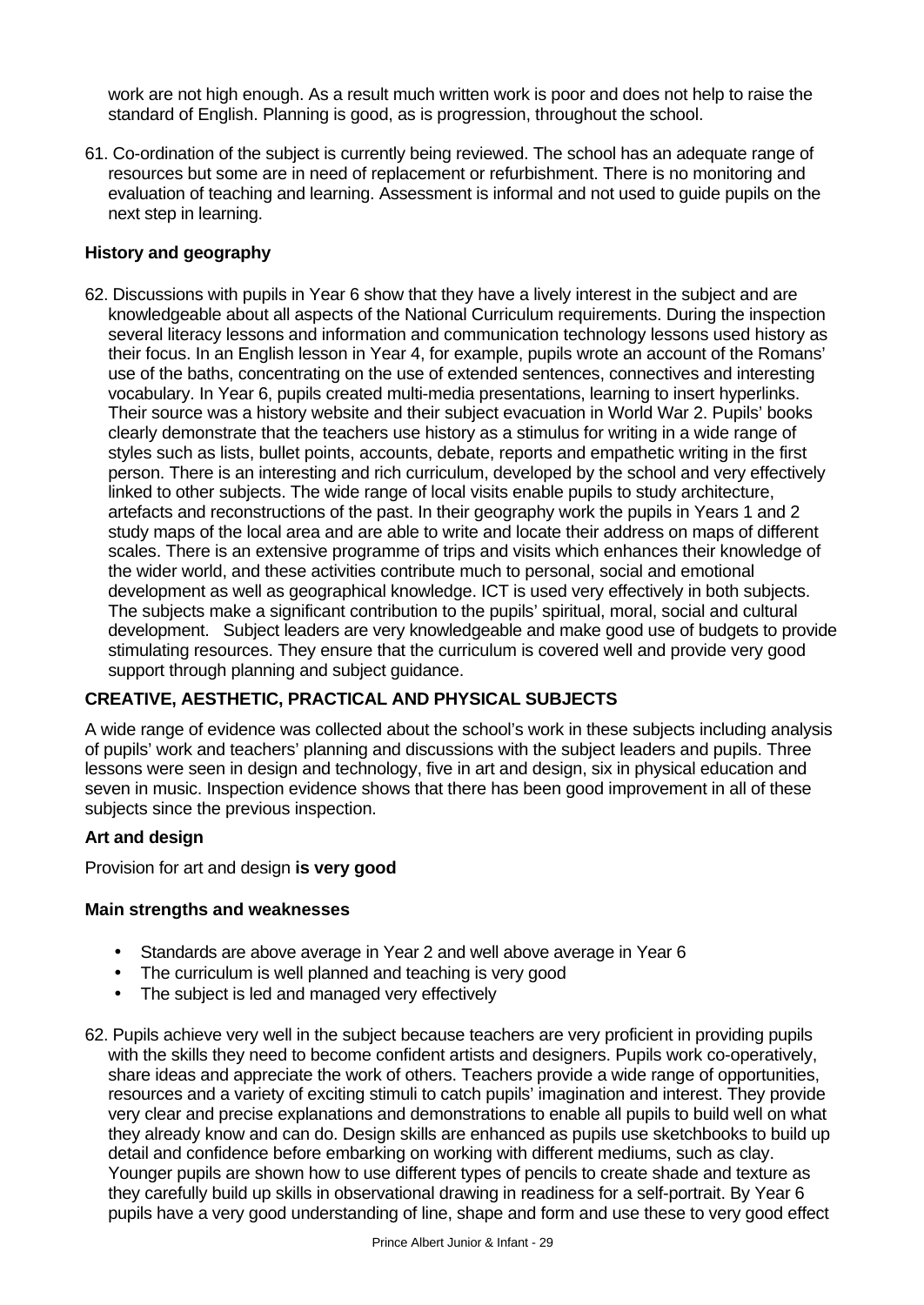work are not high enough. As a result much written work is poor and does not help to raise the standard of English. Planning is good, as is progression, throughout the school.

61. Co-ordination of the subject is currently being reviewed. The school has an adequate range of resources but some are in need of replacement or refurbishment. There is no monitoring and evaluation of teaching and learning. Assessment is informal and not used to guide pupils on the next step in learning.

### History and geography

62. Discussions with pupils in Year 6 show that they have a lively interest in the subject and are knowledgeable about all aspects of the National Curriculum requirements. During the inspection several literacy lessons and information and communication technology lessons used history as their focus. In an English lesson in Year 4, for example, pupils wrote an account of the Romans' use of the baths, concentrating on the use of extended sentences, connectives and interesting vocabulary. In Year 6, pupils created multi-media presentations, learning to insert hyperlinks. Their source was a history website and their subject evacuation in World War 2. Pupils' books clearly demonstrate that the teachers use history as a stimulus for writing in a wide range of styles such as lists, bullet points, accounts, debate, reports and empathetic writing in the first person. There is an interesting and rich curriculum, developed by the school and very effectively linked to other subjects. The wide range of local visits enable pupils to study architecture, artefacts and reconstructions of the past. In their geography work the pupils in Years 1 and 2 study maps of the local area and are able to write and locate their address on maps of different scales. There is an extensive programme of trips and visits which enhances their knowledge of the wider world, and these activities contribute much to personal, social and emotional development as well as geographical knowledge. ICT is used very effectively in both subjects. The subjects make a significant contribution to the pupils' spiritual, moral, social and cultural development. Subject leaders are very knowledgeable and make good use of budgets to provide stimulating resources. They ensure that the curriculum is covered well and provide very good support through planning and subject guidance.

## CREATIVE, AESTHETIC, PRACTICAL AND PHYSICAL SUBJECTS

A wide range of evidence was collected about the school's work in these subjects including analysis of pupils' work and teachers' planning and discussions with the subject leaders and pupils. Three lessons were seen in design and technology, five in art and design, six in physical education and seven in music. Inspection evidence shows that there has been good improvement in all of these subjects since the previous inspection.

### Art and design

Provision for art and design **is very good**

#### Main strengths and weaknesses

- Standards are above average in Year 2 and well above average in Year 6
- The curriculum is well planned and teaching is very good
- The subject is led and managed very effectively

62. Pupils achieve very well in the subject because teachers are very proficient in providing pupils with the skills they need to become confident artists and designers. Pupils work co-operatively, share ideas and appreciate the work of others. Teachers provide a wide range of opportunities, resources and a variety of exciting stimuli to catch pupils' imagination and interest. They provide very clear and precise explanations and demonstrations to enable all pupils to build well on what they already know and can do. Design skills are enhanced as pupils use sketchbooks to build up detail and confidence before embarking on working with different mediums, such as clay. Younger pupils are shown how to use different types of pencils to create shade and texture as they carefully build up skills in observational drawing in readiness for a self-portrait. By Year 6 pupils have a very good understanding of line, shape and form and use these to very good effect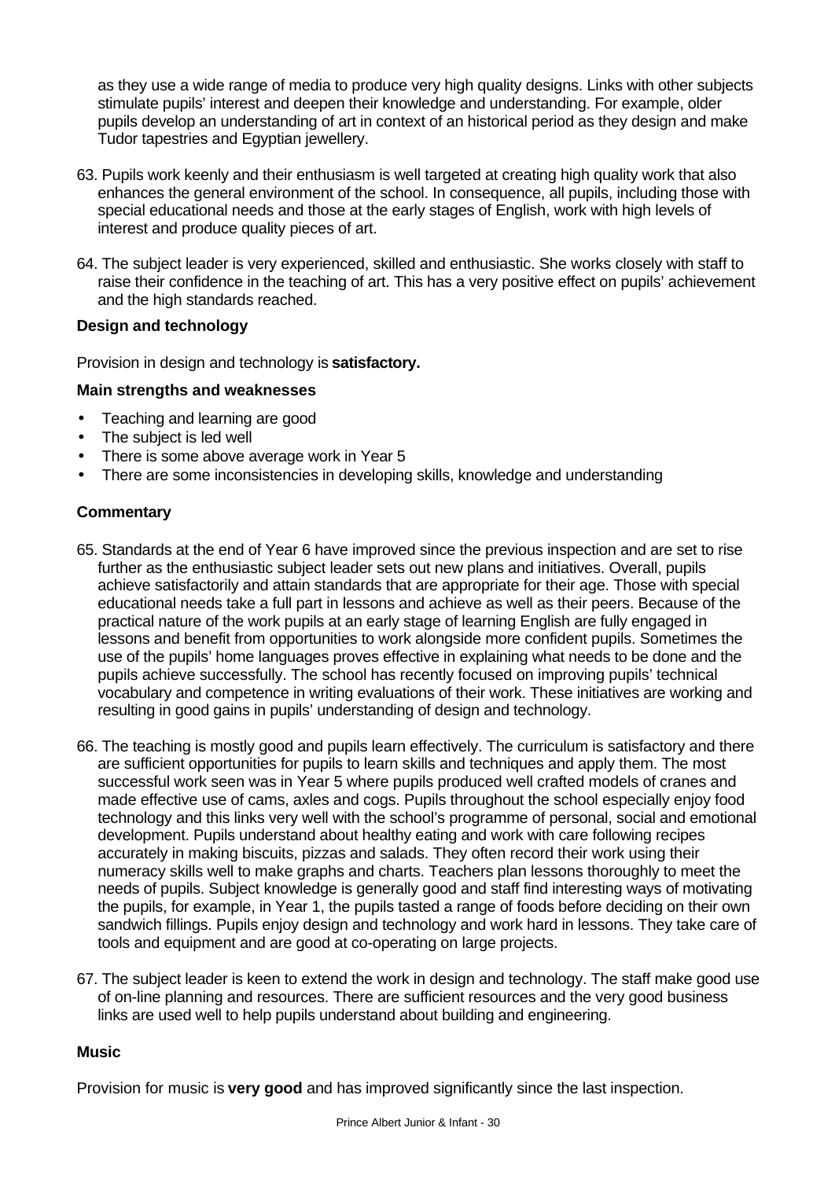as they use a wide range of media to produce very high quality designs. Links with other subjects stimulate pupils' interest and deepen their knowledge and understanding. For example, older pupils develop an understanding of art in context of an historical period as they design and make Tudor tapestries and Egyptian jewellery.

63. Pupils work keenly and their enthusiasm is well targeted at creating high quality work that also enhances the general environment of the school. In consequence, all pupils, including those with special educational needs and those at the early stages of English, work with high levels of interest and produce quality pieces of art.

64. The subject leader is very experienced, skilled and enthusiastic. She works closely with staff to raise their confidence in the teaching of art. This has a very positive effect on pupils' achievement and the high standards reached.

### Design and technology

Provision in design and technology is **satisfactory.**

#### Main strengths and weaknesses

- Teaching and learning are good
- The subject is led well
- There is some above average work in Year 5
- There are some inconsistencies in developing skills, knowledge and understanding

#### Commentary

65. Standards at the end of Year 6 have improved since the previous inspection and are set to rise further as the enthusiastic subject leader sets out new plans and initiatives. Overall, pupils achieve satisfactorily and attain standards that are appropriate for their age. Those with special educational needs take a full part in lessons and achieve as well as their peers. Because of the practical nature of the work pupils at an early stage of learning English are fully engaged in lessons and benefit from opportunities to work alongside more confident pupils. Sometimes the use of the pupils' home languages proves effective in explaining what needs to be done and the pupils achieve successfully. The school has recently focused on improving pupils' technical vocabulary and competence in writing evaluations of their work. These initiatives are working and resulting in good gains in pupils' understanding of design and technology.

66. The teaching is mostly good and pupils learn effectively. The curriculum is satisfactory and there are sufficient opportunities for pupils to learn skills and techniques and apply them. The most successful work seen was in Year 5 where pupils produced well crafted models of cranes and made effective use of cams, axles and cogs. Pupils throughout the school especially enjoy food technology and this links very well with the school's programme of personal, social and emotional development. Pupils understand about healthy eating and work with care following recipes accurately in making biscuits, pizzas and salads. They often record their work using their numeracy skills well to make graphs and charts. Teachers plan lessons thoroughly to meet the needs of pupils. Subject knowledge is generally good and staff find interesting ways of motivating the pupils, for example, in Year 1, the pupils tasted a range of foods before deciding on their own sandwich fillings. Pupils enjoy design and technology and work hard in lessons. They take care of tools and equipment and are good at co-operating on large projects.

67. The subject leader is keen to extend the work in design and technology. The staff make good use of on-line planning and resources. There are sufficient resources and the very good business links are used well to help pupils understand about building and engineering.

### Music

Provision for music is **very good** and has improved significantly since the last inspection.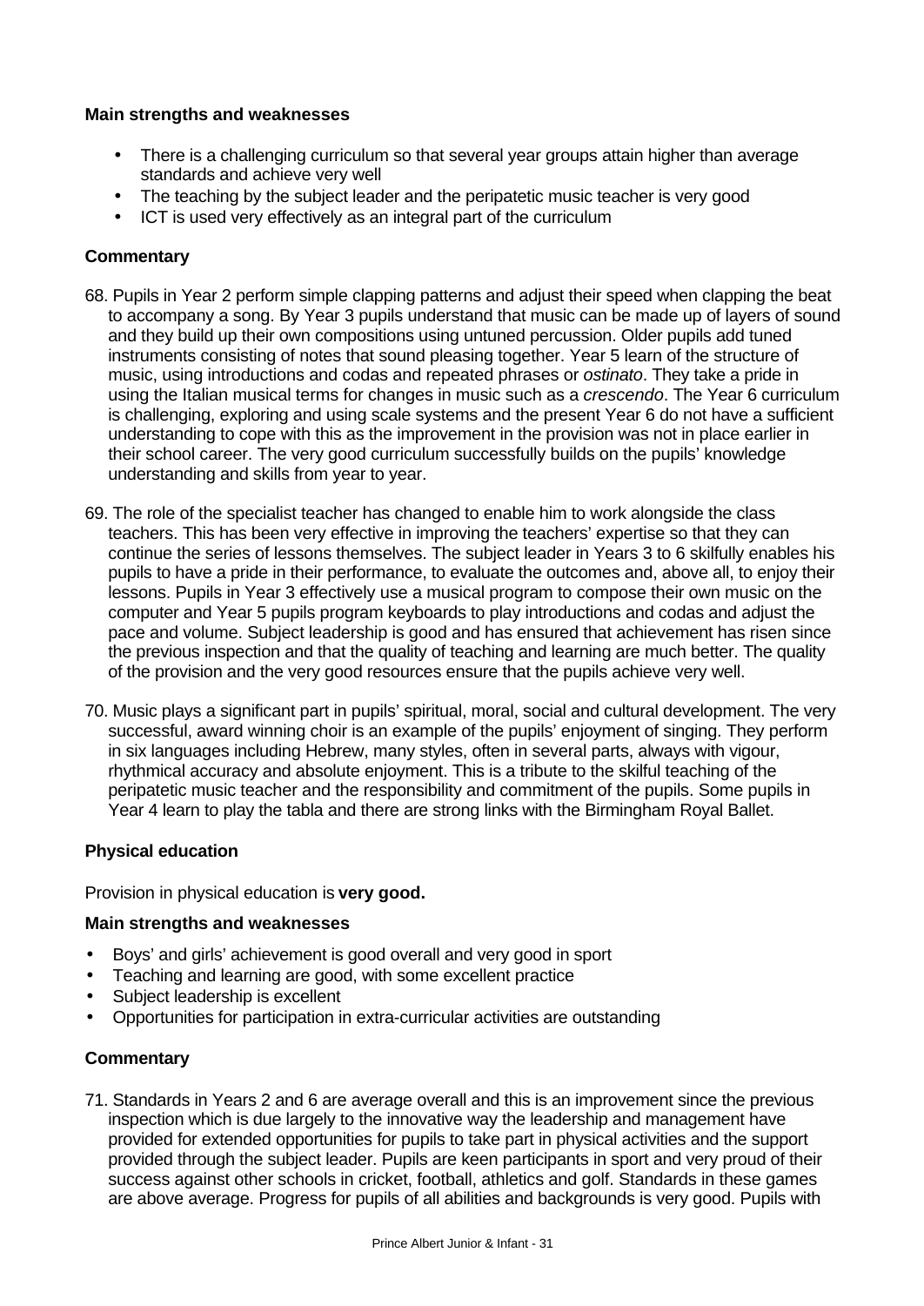**Main strengths and weaknesses**

- There is a challenging curriculum so that several year groups attain higher than average standards and achieve very well
- The teaching by the subject leader and the peripatetic music teacher is very good
- ICT is used very effectively as an integral part of the curriculum

**Commentary**

68. Pupils in Year 2 perform simple clapping patterns and adjust their speed when clapping the beat to accompany a song. By Year 3 pupils understand that music can be made up of layers of sound and they build up their own compositions using untuned percussion. Older pupils add tuned instruments consisting of notes that sound pleasing together. Year 5 learn of the structure of music, using introductions and codas and repeated phrases or *ostinato*. They take a pride in using the Italian musical terms for changes in music such as a *crescendo*. The Year 6 curriculum is challenging, exploring and using scale systems and the present Year 6 do not have a sufficient understanding to cope with this as the improvement in the provision was not in place earlier in their school career. The very good curriculum successfully builds on the pupils' knowledge understanding and skills from year to year.

69. The role of the specialist teacher has changed to enable him to work alongside the class teachers. This has been very effective in improving the teachers' expertise so that they can continue the series of lessons themselves. The subject leader in Years 3 to 6 skilfully enables his pupils to have a pride in their performance, to evaluate the outcomes and, above all, to enjoy their lessons. Pupils in Year 3 effectively use a musical program to compose their own music on the computer and Year 5 pupils program keyboards to play introductions and codas and adjust the pace and volume. Subject leadership is good and has ensured that achievement has risen since the previous inspection and that the quality of teaching and learning are much better. The quality of the provision and the very good resources ensure that the pupils achieve very well.

70. Music plays a significant part in pupils' spiritual, moral, social and cultural development. The very successful, award winning choir is an example of the pupils' enjoyment of singing. They perform in six languages including Hebrew, many styles, often in several parts, always with vigour, rhythmical accuracy and absolute enjoyment. This is a tribute to the skilful teaching of the peripatetic music teacher and the responsibility and commitment of the pupils. Some pupils in Year 4 learn to play the tabla and there are strong links with the Birmingham Royal Ballet.

**Physical education**

Provision in physical education is **very good.**

**Main strengths and weaknesses**

- Boys' and girls' achievement is good overall and very good in sport
- Teaching and learning are good, with some excellent practice
- Subject leadership is excellent
- Opportunities for participation in extra-curricular activities are outstanding

**Commentary**

71. Standards in Years 2 and 6 are average overall and this is an improvement since the previous inspection which is due largely to the innovative way the leadership and management have provided for extended opportunities for pupils to take part in physical activities and the support provided through the subject leader. Pupils are keen participants in sport and very proud of their success against other schools in cricket, football, athletics and golf. Standards in these games are above average. Progress for pupils of all abilities and backgrounds is very good. Pupils with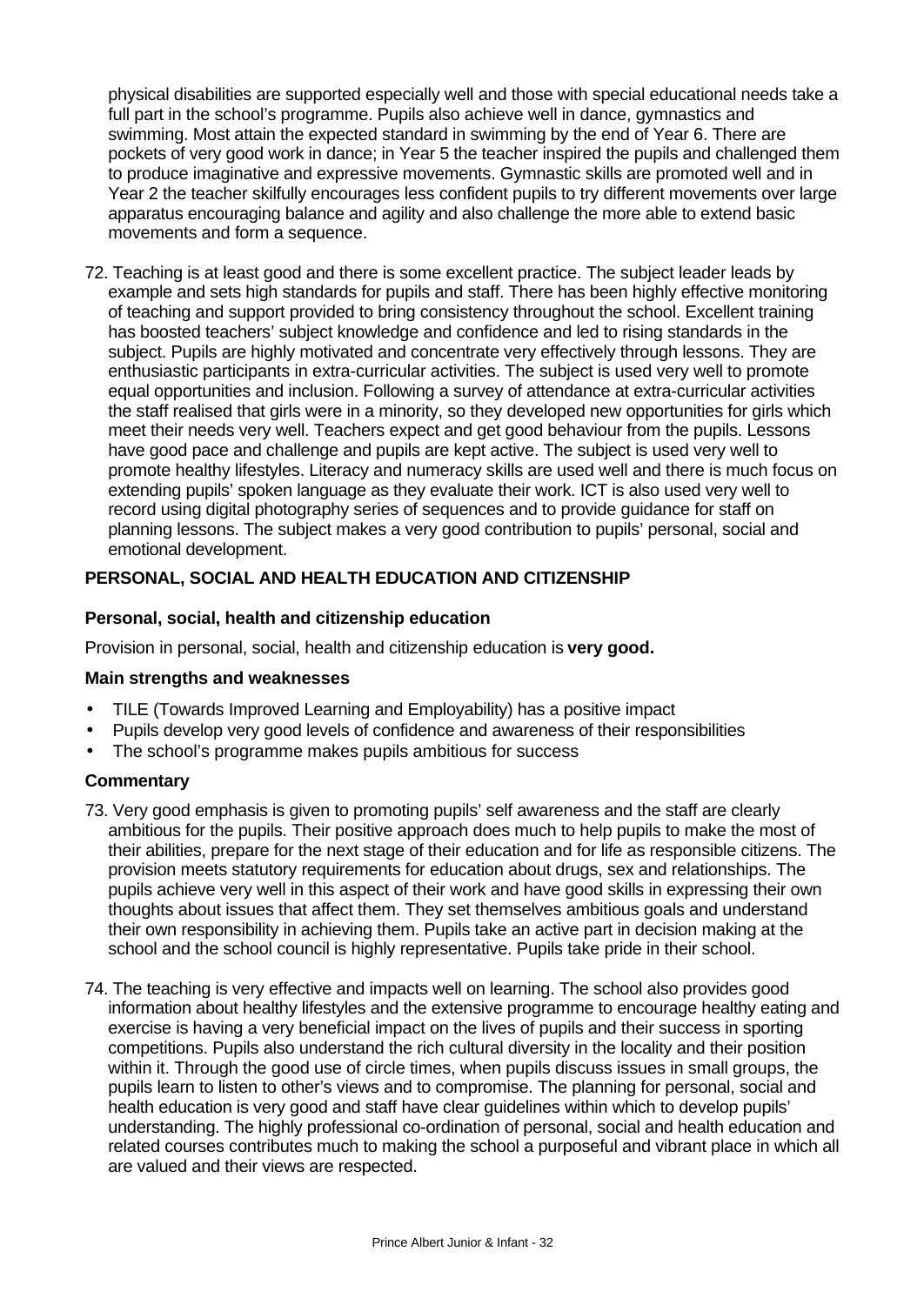physical disabilities are supported especially well and those with special educational needs take a full part in the school's programme. Pupils also achieve well in dance, gymnastics and swimming. Most attain the expected standard in swimming by the end of Year 6. There are pockets of very good work in dance; in Year 5 the teacher inspired the pupils and challenged them to produce imaginative and expressive movements. Gymnastic skills are promoted well and in Year 2 the teacher skilfully encourages less confident pupils to try different movements over large apparatus encouraging balance and agility and also challenge the more able to extend basic movements and form a sequence.

72. Teaching is at least good and there is some excellent practice. The subject leader leads by example and sets high standards for pupils and staff. There has been highly effective monitoring of teaching and support provided to bring consistency throughout the school. Excellent training has boosted teachers' subject knowledge and confidence and led to rising standards in the subject. Pupils are highly motivated and concentrate very effectively through lessons. They are enthusiastic participants in extra-curricular activities. The subject is used very well to promote equal opportunities and inclusion. Following a survey of attendance at extra-curricular activities the staff realised that girls were in a minority, so they developed new opportunities for girls which meet their needs very well. Teachers expect and get good behaviour from the pupils. Lessons have good pace and challenge and pupils are kept active. The subject is used very well to promote healthy lifestyles. Literacy and numeracy skills are used well and there is much focus on extending pupils' spoken language as they evaluate their work. ICT is also used very well to record using digital photography series of sequences and to provide guidance for staff on planning lessons. The subject makes a very good contribution to pupils' personal, social and emotional development.

## PERSONAL, SOCIAL AND HEALTH EDUCATION AND CITIZENSHIP

### Personal, social, health and citizenship education

Provision in personal, social, health and citizenship education is **very good.**

### Main strengths and weaknesses

- TILE (Towards Improved Learning and Employability) has a positive impact
- Pupils develop very good levels of confidence and awareness of their responsibilities
- The school's programme makes pupils ambitious for success

### Commentary

73. Very good emphasis is given to promoting pupils' self awareness and the staff are clearly ambitious for the pupils. Their positive approach does much to help pupils to make the most of their abilities, prepare for the next stage of their education and for life as responsible citizens. The provision meets statutory requirements for education about drugs, sex and relationships. The pupils achieve very well in this aspect of their work and have good skills in expressing their own thoughts about issues that affect them. They set themselves ambitious goals and understand their own responsibility in achieving them. Pupils take an active part in decision making at the school and the school council is highly representative. Pupils take pride in their school.

74. The teaching is very effective and impacts well on learning. The school also provides good information about healthy lifestyles and the extensive programme to encourage healthy eating and exercise is having a very beneficial impact on the lives of pupils and their success in sporting competitions. Pupils also understand the rich cultural diversity in the locality and their position within it. Through the good use of circle times, when pupils discuss issues in small groups, the pupils learn to listen to other's views and to compromise. The planning for personal, social and health education is very good and staff have clear guidelines within which to develop pupils' understanding. The highly professional co-ordination of personal, social and health education and related courses contributes much to making the school a purposeful and vibrant place in which all are valued and their views are respected.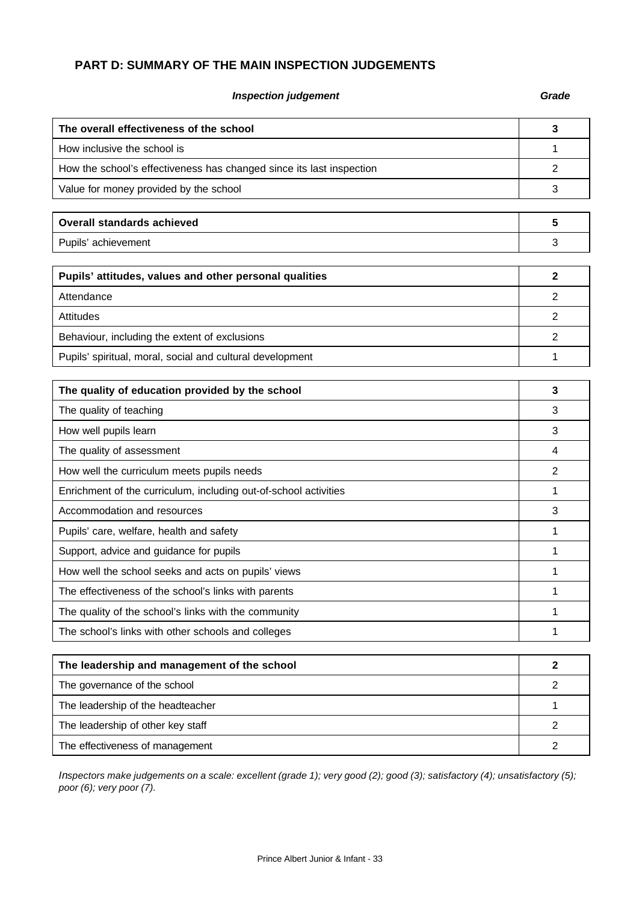## PART D: SUMMARY OF THE MAIN INSPECTION JUDGEMENTS

| ***Inspection judgement*** | ***Grade*** |
| --- | --- |
| **The overall effectiveness of the school** | **3** |
| How inclusive the school is | 1 |
| How the school's effectiveness has changed since its last inspection | 2 |
| Value for money provided by the school | 3 |
| **Overall standards achieved** | **5** |
| Pupils' achievement | 3 |
| **Pupils' attitudes, values and other personal qualities** | **2** |
| Attendance | 2 |
| Attitudes | 2 |
| Behaviour, including the extent of exclusions | 2 |
| Pupils' spiritual, moral, social and cultural development | 1 |
| **The quality of education provided by the school** | **3** |
| The quality of teaching | 3 |
| How well pupils learn | 3 |
| The quality of assessment | 4 |
| How well the curriculum meets pupils needs | 2 |
| Enrichment of the curriculum, including out-of-school activities | 1 |
| Accommodation and resources | 3 |
| Pupils' care, welfare, health and safety | 1 |
| Support, advice and guidance for pupils | 1 |
| How well the school seeks and acts on pupils' views | 1 |
| The effectiveness of the school's links with parents | 1 |
| The quality of the school's links with the community | 1 |
| The school's links with other schools and colleges | 1 |
| **The leadership and management of the school** | **2** |
| The governance of the school | 2 |
| The leadership of the headteacher | 1 |
| The leadership of other key staff | 2 |
| The effectiveness of management | 2 |

*Inspectors make judgements on a scale: excellent (grade 1); very good (2); good (3); satisfactory (4); unsatisfactory (5); poor (6); very poor (7).*